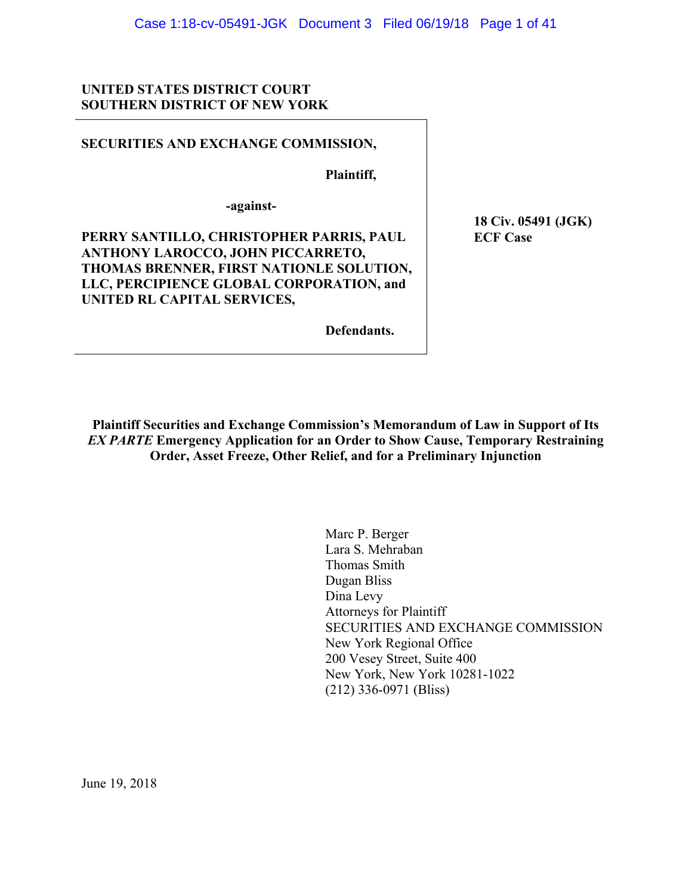**UNITED STATES DISTRICT COURT**
**SOUTHERN DISTRICT OF NEW YORK**

**SECURITIES AND EXCHANGE COMMISSION,**

**Plaintiff,**

**-against-**

**PERRY SANTILLO, CHRISTOPHER PARRIS, PAUL ANTHONY LAROCCO, JOHN PICCARRETO, THOMAS BRENNER, FIRST NATIONLE SOLUTION, LLC, PERCIPIENCE GLOBAL CORPORATION, and UNITED RL CAPITAL SERVICES,**

**Defendants.**

**18 Civ. 05491 (JGK)**
**ECF Case**

**Plaintiff Securities and Exchange Commission's Memorandum of Law in Support of Its *EX PARTE* Emergency Application for an Order to Show Cause, Temporary Restraining Order, Asset Freeze, Other Relief, and for a Preliminary Injunction**

Marc P. Berger
Lara S. Mehraban
Thomas Smith
Dugan Bliss
Dina Levy
Attorneys for Plaintiff
SECURITIES AND EXCHANGE COMMISSION
New York Regional Office
200 Vesey Street, Suite 400
New York, New York 10281-1022
(212) 336-0971 (Bliss)

June 19, 2018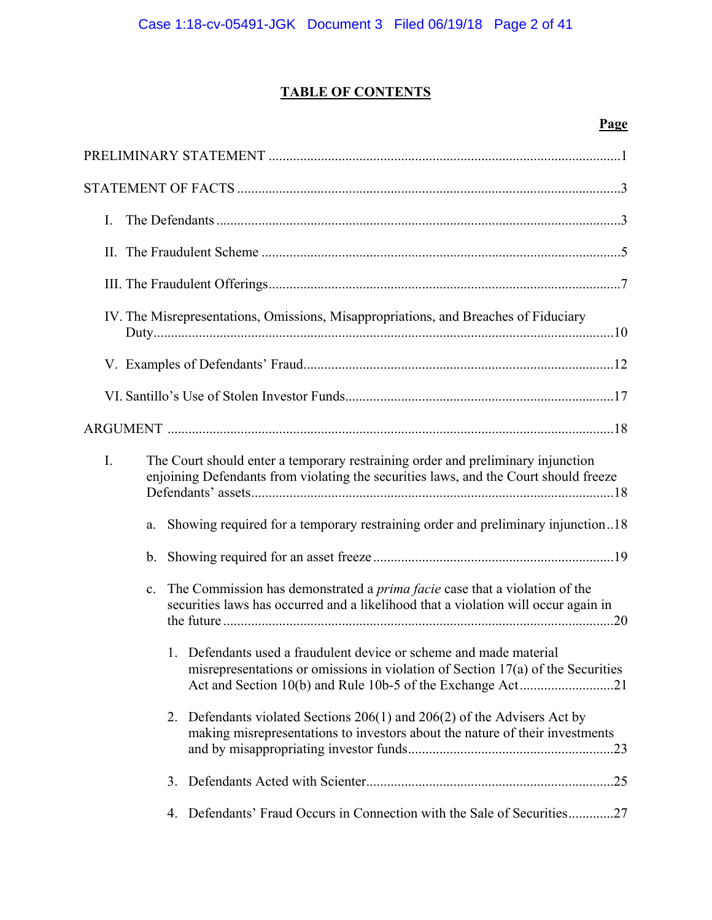# TABLE OF CONTENTS

**Page**

PRELIMINARY STATEMENT ....................................................................................................1

STATEMENT OF FACTS ..............................................................................................................3

I. The Defendants ....................................................................................................................3

II. The Fraudulent Scheme .......................................................................................................5

III. The Fraudulent Offerings.....................................................................................................7

IV. The Misrepresentations, Omissions, Misappropriations, and Breaches of Fiduciary Duty.....................................................................................................................10

V. Examples of Defendants' Fraud.........................................................................................12

VI. Santillo's Use of Stolen Investor Funds.............................................................................17

ARGUMENT ................................................................................................................................18

I. The Court should enter a temporary restraining order and preliminary injunction enjoining Defendants from violating the securities laws, and the Court should freeze Defendants' assets.......................................................................................................18

   a. Showing required for a temporary restraining order and preliminary injunction..18

   b. Showing required for an asset freeze .....................................................................19

   c. The Commission has demonstrated a *prima facie* case that a violation of the securities laws has occurred and a likelihood that a violation will occur again in the future ................................................................................................................20

      1. Defendants used a fraudulent device or scheme and made material misrepresentations or omissions in violation of Section 17(a) of the Securities Act and Section 10(b) and Rule 10b-5 of the Exchange Act...........................21

      2. Defendants violated Sections 206(1) and 206(2) of the Advisers Act by making misrepresentations to investors about the nature of their investments and by misappropriating investor funds...........................................................23

      3. Defendants Acted with Scienter.......................................................................25

      4. Defendants' Fraud Occurs in Connection with the Sale of Securities.............27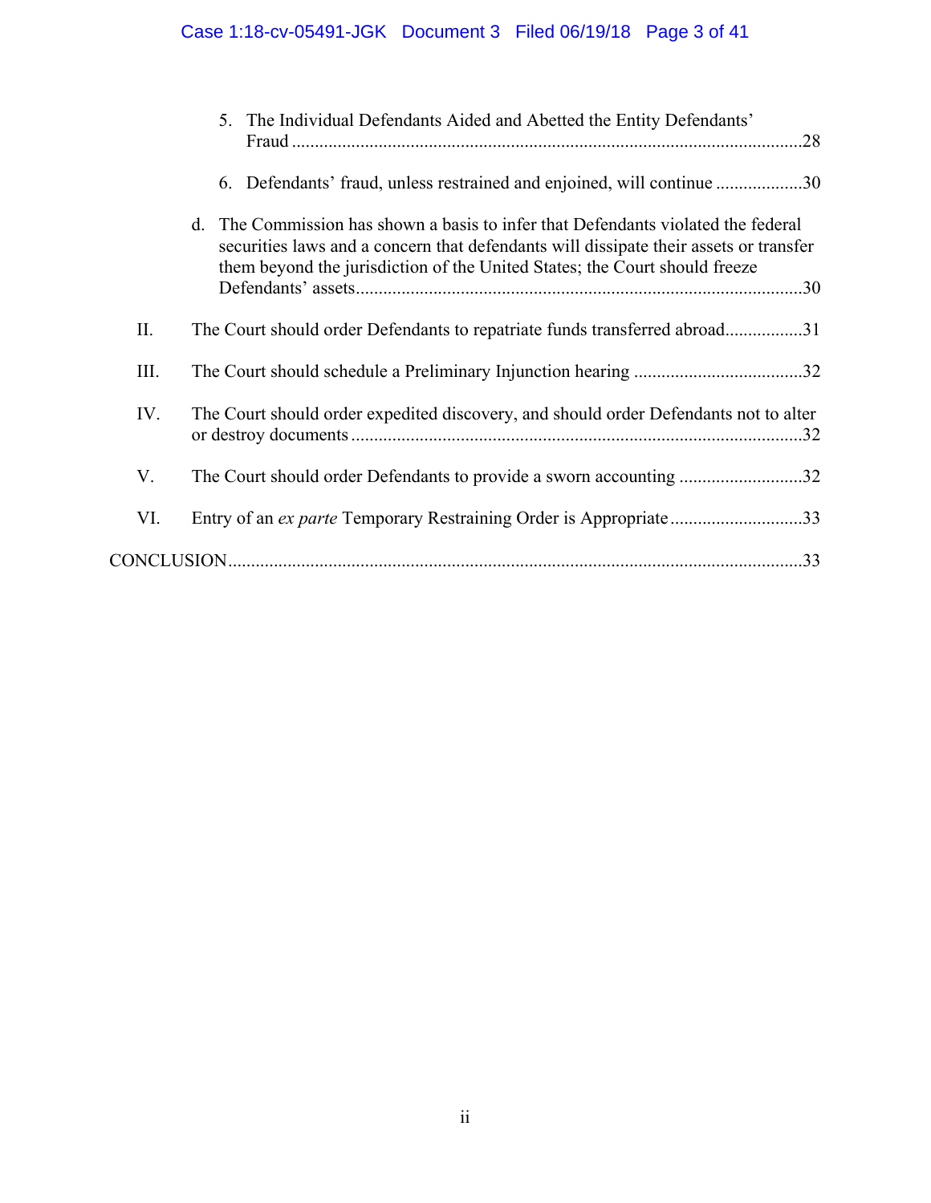5. The Individual Defendants Aided and Abetted the Entity Defendants' Fraud ..........28

6. Defendants' fraud, unless restrained and enjoined, will continue ..........30

d. The Commission has shown a basis to infer that Defendants violated the federal securities laws and a concern that defendants will dissipate their assets or transfer them beyond the jurisdiction of the United States; the Court should freeze Defendants' assets..........30

II. The Court should order Defendants to repatriate funds transferred abroad..........31

III. The Court should schedule a Preliminary Injunction hearing ..........32

IV. The Court should order expedited discovery, and should order Defendants not to alter or destroy documents..........32

V. The Court should order Defendants to provide a sworn accounting ..........32

VI. Entry of an *ex parte* Temporary Restraining Order is Appropriate..........33

CONCLUSION..........33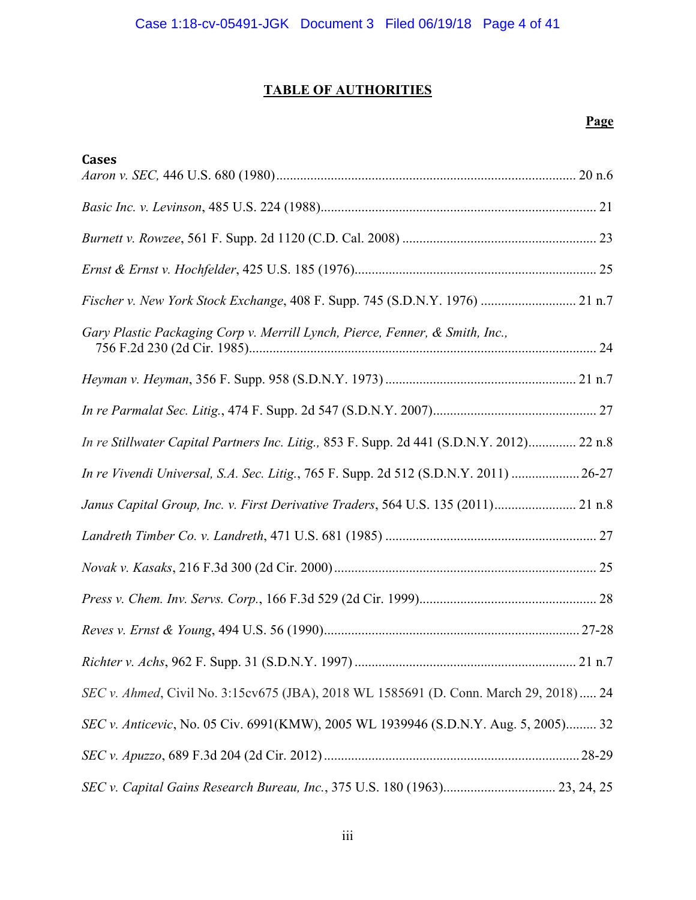# TABLE OF AUTHORITIES

**Page**

**Cases**

*Aaron v. SEC,* 446 U.S. 680 (1980) .......... 20 n.6

*Basic Inc. v. Levinson*, 485 U.S. 224 (1988) .......... 21

*Burnett v. Rowzee*, 561 F. Supp. 2d 1120 (C.D. Cal. 2008) .......... 23

*Ernst & Ernst v. Hochfelder*, 425 U.S. 185 (1976) .......... 25

*Fischer v. New York Stock Exchange*, 408 F. Supp. 745 (S.D.N.Y. 1976) .......... 21 n.7

*Gary Plastic Packaging Corp v. Merrill Lynch, Pierce, Fenner, & Smith, Inc.*, 756 F.2d 230 (2d Cir. 1985) .......... 24

*Heyman v. Heyman*, 356 F. Supp. 958 (S.D.N.Y. 1973) .......... 21 n.7

*In re Parmalat Sec. Litig.*, 474 F. Supp. 2d 547 (S.D.N.Y. 2007) .......... 27

*In re Stillwater Capital Partners Inc. Litig.,* 853 F. Supp. 2d 441 (S.D.N.Y. 2012) .......... 22 n.8

*In re Vivendi Universal, S.A. Sec. Litig.*, 765 F. Supp. 2d 512 (S.D.N.Y. 2011) .......... 26-27

*Janus Capital Group, Inc. v. First Derivative Traders*, 564 U.S. 135 (2011) .......... 21 n.8

*Landreth Timber Co. v. Landreth*, 471 U.S. 681 (1985) .......... 27

*Novak v. Kasaks*, 216 F.3d 300 (2d Cir. 2000) .......... 25

*Press v. Chem. Inv. Servs. Corp.*, 166 F.3d 529 (2d Cir. 1999) .......... 28

*Reves v. Ernst & Young*, 494 U.S. 56 (1990) .......... 27-28

*Richter v. Achs*, 962 F. Supp. 31 (S.D.N.Y. 1997) .......... 21 n.7

*SEC v. Ahmed*, Civil No. 3:15cv675 (JBA), 2018 WL 1585691 (D. Conn. March 29, 2018) .......... 24

*SEC v. Anticevic*, No. 05 Civ. 6991(KMW), 2005 WL 1939946 (S.D.N.Y. Aug. 5, 2005) .......... 32

*SEC v. Apuzzo*, 689 F.3d 204 (2d Cir. 2012) .......... 28-29

*SEC v. Capital Gains Research Bureau, Inc.*, 375 U.S. 180 (1963) .......... 23, 24, 25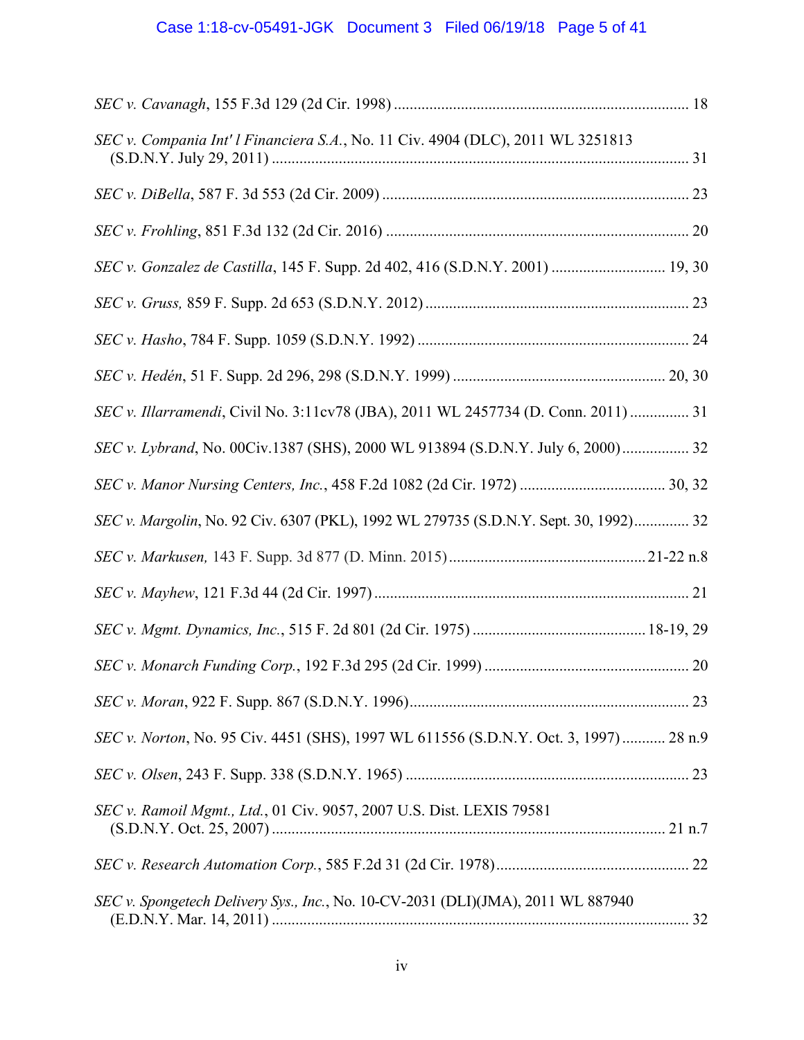*SEC v. Cavanagh*, 155 F.3d 129 (2d Cir. 1998) .......................................................................... 18

*SEC v. Compania Int' l Financiera S.A.*, No. 11 Civ. 4904 (DLC), 2011 WL 3251813 (S.D.N.Y. July 29, 2011) .......................................................................................................... 31

*SEC v. DiBella*, 587 F. 3d 553 (2d Cir. 2009) ............................................................................. 23

*SEC v. Frohling*, 851 F.3d 132 (2d Cir. 2016) ............................................................................. 20

*SEC v. Gonzalez de Castilla*, 145 F. Supp. 2d 402, 416 (S.D.N.Y. 2001) ............................ 19, 30

*SEC v. Gruss,* 859 F. Supp. 2d 653 (S.D.N.Y. 2012) .................................................................. 23

*SEC v. Hasho*, 784 F. Supp. 1059 (S.D.N.Y. 1992) .................................................................... 24

*SEC v. Hedén*, 51 F. Supp. 2d 296, 298 (S.D.N.Y. 1999) ..................................................... 20, 30

*SEC v. Illarramendi*, Civil No. 3:11cv78 (JBA), 2011 WL 2457734 (D. Conn. 2011) ............... 31

*SEC v. Lybrand*, No. 00Civ.1387 (SHS), 2000 WL 913894 (S.D.N.Y. July 6, 2000) ................. 32

*SEC v. Manor Nursing Centers, Inc.*, 458 F.2d 1082 (2d Cir. 1972) ..................................... 30, 32

*SEC v. Margolin*, No. 92 Civ. 6307 (PKL), 1992 WL 279735 (S.D.N.Y. Sept. 30, 1992).............. 32

*SEC v. Markusen,* 143 F. Supp. 3d 877 (D. Minn. 2015) ................................................. 21-22 n.8

*SEC v. Mayhew*, 121 F.3d 44 (2d Cir. 1997) ............................................................................... 21

*SEC v. Mgmt. Dynamics, Inc.*, 515 F. 2d 801 (2d Cir. 1975) ........................................... 18-19, 29

*SEC v. Monarch Funding Corp.*, 192 F.3d 295 (2d Cir. 1999) .................................................... 20

*SEC v. Moran*, 922 F. Supp. 867 (S.D.N.Y. 1996)....................................................................... 23

*SEC v. Norton*, No. 95 Civ. 4451 (SHS), 1997 WL 611556 (S.D.N.Y. Oct. 3, 1997) ........... 28 n.9

*SEC v. Olsen*, 243 F. Supp. 338 (S.D.N.Y. 1965) ....................................................................... 23

*SEC v. Ramoil Mgmt., Ltd.*, 01 Civ. 9057, 2007 U.S. Dist. LEXIS 79581 (S.D.N.Y. Oct. 25, 2007) .................................................................................................. 21 n.7

*SEC v. Research Automation Corp.*, 585 F.2d 31 (2d Cir. 1978)................................................. 22

*SEC v. Spongetech Delivery Sys., Inc.*, No. 10-CV-2031 (DLI)(JMA), 2011 WL 887940 (E.D.N.Y. Mar. 14, 2011) ......................................................................................................... 32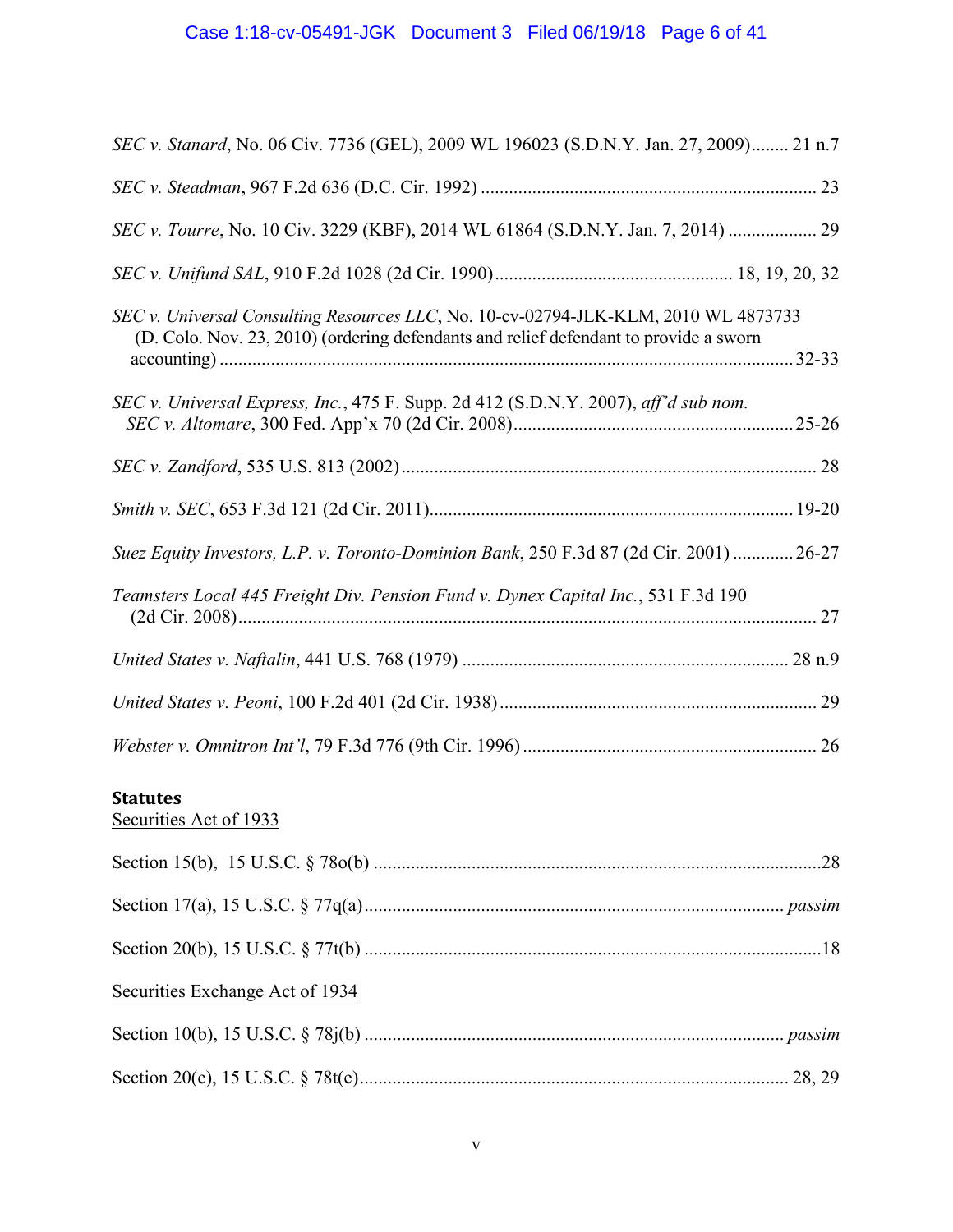*SEC v. Stanard*, No. 06 Civ. 7736 (GEL), 2009 WL 196023 (S.D.N.Y. Jan. 27, 2009)........ 21 n.7

*SEC v. Steadman*, 967 F.2d 636 (D.C. Cir. 1992) ....................................................................... 23

*SEC v. Tourre*, No. 10 Civ. 3229 (KBF), 2014 WL 61864 (S.D.N.Y. Jan. 7, 2014) ................... 29

*SEC v. Unifund SAL*, 910 F.2d 1028 (2d Cir. 1990).................................................. 18, 19, 20, 32

*SEC v. Universal Consulting Resources LLC*, No. 10-cv-02794-JLK-KLM, 2010 WL 4873733 (D. Colo. Nov. 23, 2010) (ordering defendants and relief defendant to provide a sworn accounting) ......................................................................................................................... 32-33

*SEC v. Universal Express, Inc.*, 475 F. Supp. 2d 412 (S.D.N.Y. 2007), *aff'd sub nom. SEC v. Altomare*, 300 Fed. App'x 70 (2d Cir. 2008)........................................................... 25-26

*SEC v. Zandford*, 535 U.S. 813 (2002)......................................................................................... 28

*Smith v. SEC*, 653 F.3d 121 (2d Cir. 2011)............................................................................. 19-20

*Suez Equity Investors, L.P. v. Toronto-Dominion Bank*, 250 F.3d 87 (2d Cir. 2001) ............. 26-27

*Teamsters Local 445 Freight Div. Pension Fund v. Dynex Capital Inc.*, 531 F.3d 190 (2d Cir. 2008)........................................................................................................................... 27

*United States v. Naftalin*, 441 U.S. 768 (1979) ..................................................................... 28 n.9

*United States v. Peoni*, 100 F.2d 401 (2d Cir. 1938)................................................................... 29

*Webster v. Omnitron Int'l*, 79 F.3d 776 (9th Cir. 1996) .............................................................. 26

**Statutes**

Securities Act of 1933

Section 15(b), 15 U.S.C. § 78o(b) ...............................................................................................28

Section 17(a), 15 U.S.C. § 77q(a)......................................................................................... *passim*

Section 20(b), 15 U.S.C. § 77t(b) .................................................................................................18

Securities Exchange Act of 1934

Section 10(b), 15 U.S.C. § 78j(b) ......................................................................................... *passim*

Section 20(e), 15 U.S.C. § 78t(e)........................................................................................... 28, 29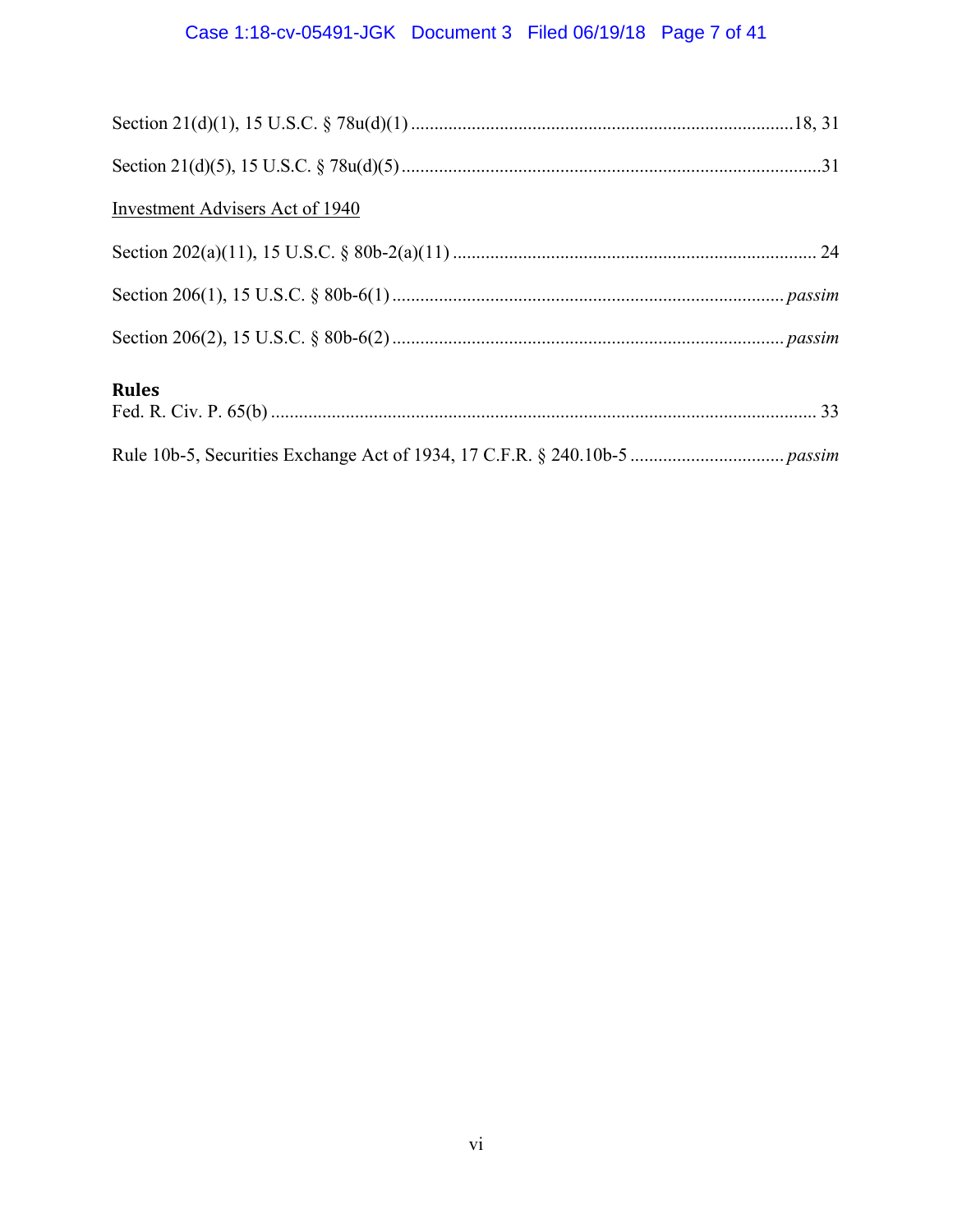Section 21(d)(1), 15 U.S.C. § 78u(d)(1) .................................................................................18, 31

Section 21(d)(5), 15 U.S.C. § 78u(d)(5) .........................................................................................31

Investment Advisers Act of 1940

Section 202(a)(11), 15 U.S.C. § 80b-2(a)(11) ............................................................................. 24

Section 206(1), 15 U.S.C. § 80b-6(1) ................................................................................... *passim*

Section 206(2), 15 U.S.C. § 80b-6(2) ................................................................................... *passim*

**Rules**

Fed. R. Civ. P. 65(b) ................................................................................................................... 33

Rule 10b-5, Securities Exchange Act of 1934, 17 C.F.R. § 240.10b-5 ................................ *passim*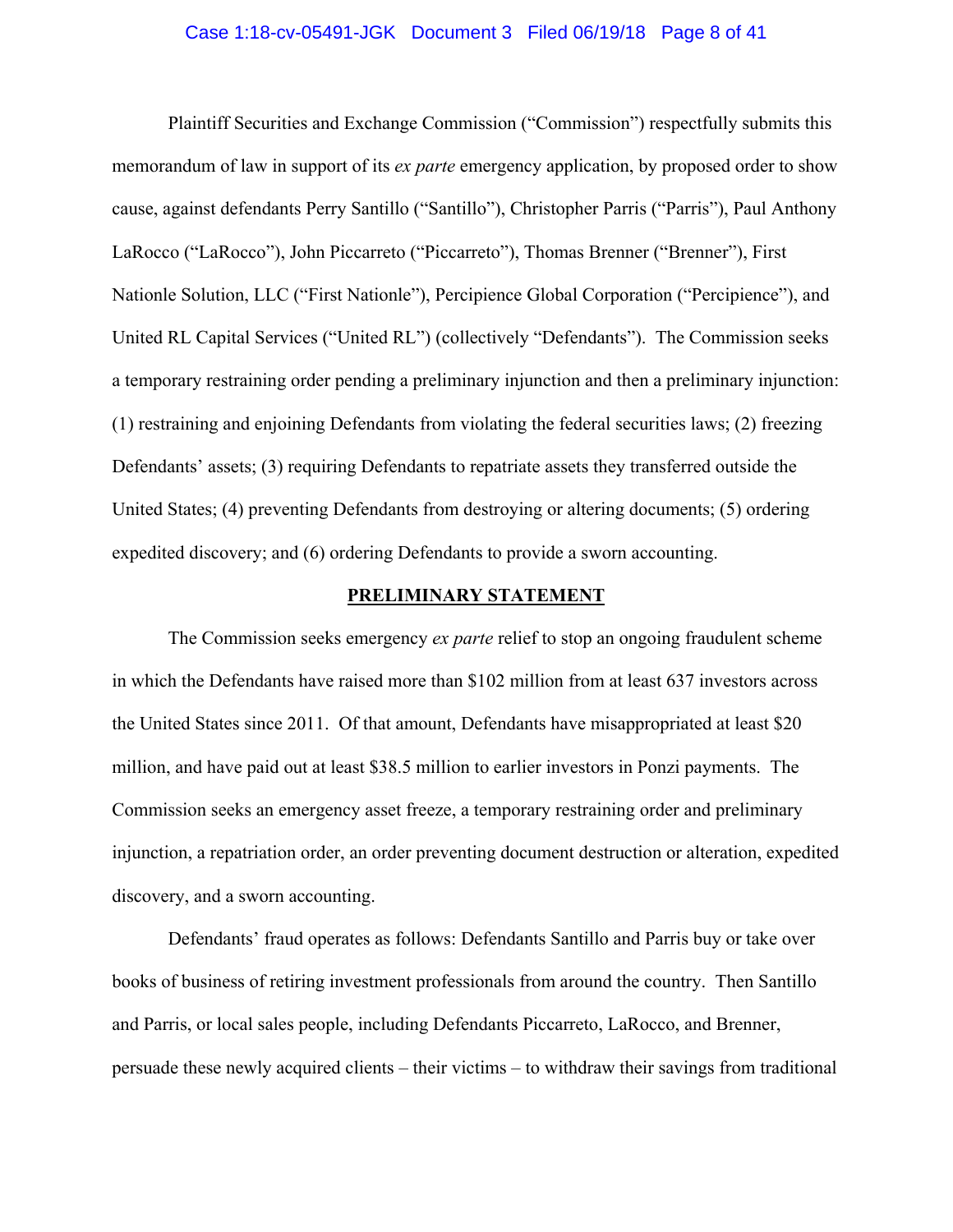Plaintiff Securities and Exchange Commission ("Commission") respectfully submits this memorandum of law in support of its *ex parte* emergency application, by proposed order to show cause, against defendants Perry Santillo ("Santillo"), Christopher Parris ("Parris"), Paul Anthony LaRocco ("LaRocco"), John Piccarreto ("Piccarreto"), Thomas Brenner ("Brenner"), First Nationle Solution, LLC ("First Nationle"), Percipience Global Corporation ("Percipience"), and United RL Capital Services ("United RL") (collectively "Defendants"). The Commission seeks a temporary restraining order pending a preliminary injunction and then a preliminary injunction: (1) restraining and enjoining Defendants from violating the federal securities laws; (2) freezing Defendants' assets; (3) requiring Defendants to repatriate assets they transferred outside the United States; (4) preventing Defendants from destroying or altering documents; (5) ordering expedited discovery; and (6) ordering Defendants to provide a sworn accounting.

## PRELIMINARY STATEMENT

The Commission seeks emergency *ex parte* relief to stop an ongoing fraudulent scheme in which the Defendants have raised more than $102 million from at least 637 investors across the United States since 2011. Of that amount, Defendants have misappropriated at least $20 million, and have paid out at least $38.5 million to earlier investors in Ponzi payments. The Commission seeks an emergency asset freeze, a temporary restraining order and preliminary injunction, a repatriation order, an order preventing document destruction or alteration, expedited discovery, and a sworn accounting.

Defendants' fraud operates as follows: Defendants Santillo and Parris buy or take over books of business of retiring investment professionals from around the country. Then Santillo and Parris, or local sales people, including Defendants Piccarreto, LaRocco, and Brenner, persuade these newly acquired clients – their victims – to withdraw their savings from traditional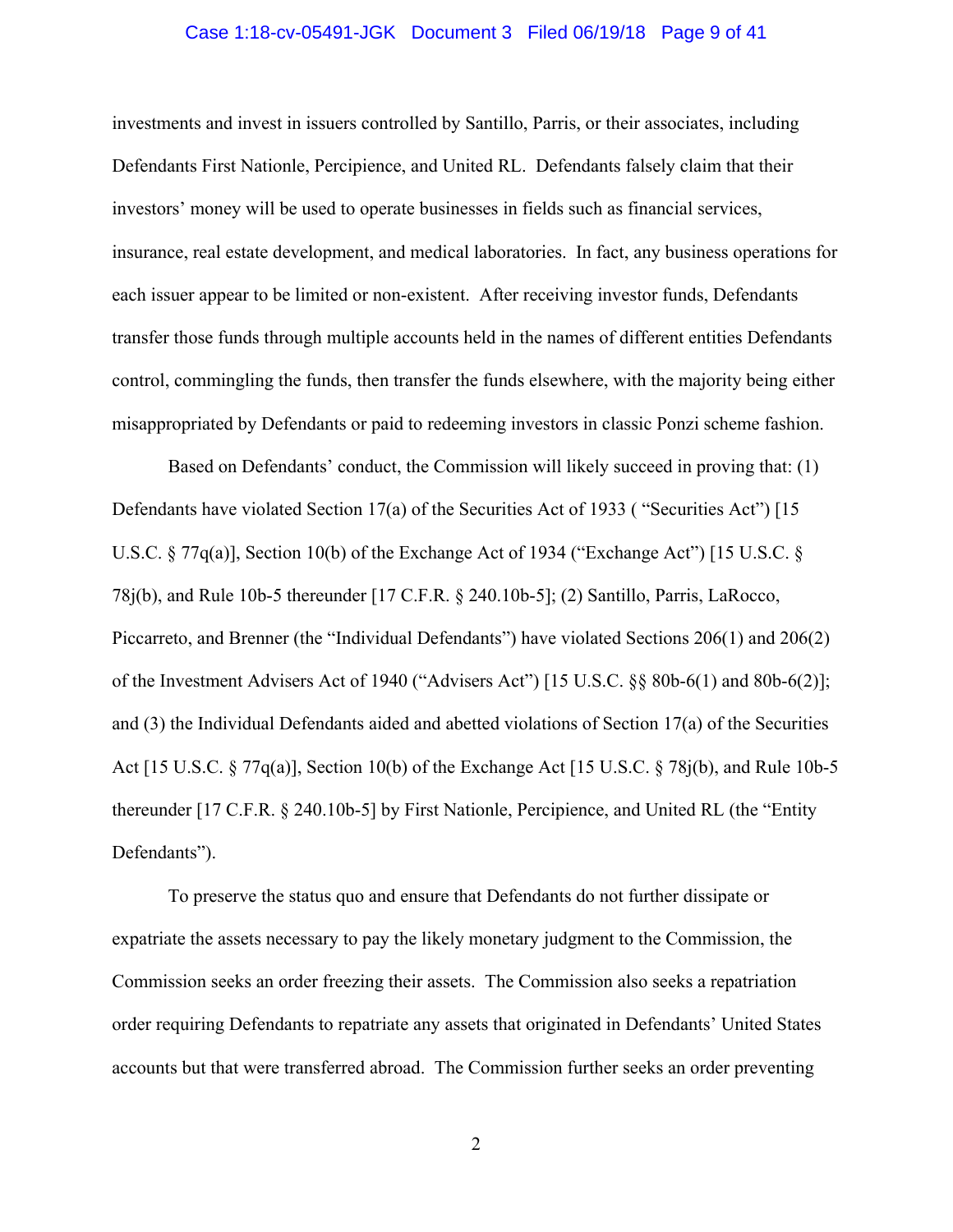investments and invest in issuers controlled by Santillo, Parris, or their associates, including Defendants First Nationle, Percipience, and United RL. Defendants falsely claim that their investors' money will be used to operate businesses in fields such as financial services, insurance, real estate development, and medical laboratories. In fact, any business operations for each issuer appear to be limited or non-existent. After receiving investor funds, Defendants transfer those funds through multiple accounts held in the names of different entities Defendants control, commingling the funds, then transfer the funds elsewhere, with the majority being either misappropriated by Defendants or paid to redeeming investors in classic Ponzi scheme fashion.

Based on Defendants' conduct, the Commission will likely succeed in proving that: (1) Defendants have violated Section 17(a) of the Securities Act of 1933 ( "Securities Act") [15 U.S.C. § 77q(a)], Section 10(b) of the Exchange Act of 1934 ("Exchange Act") [15 U.S.C. § 78j(b), and Rule 10b-5 thereunder [17 C.F.R. § 240.10b-5]; (2) Santillo, Parris, LaRocco, Piccarreto, and Brenner (the "Individual Defendants") have violated Sections 206(1) and 206(2) of the Investment Advisers Act of 1940 ("Advisers Act") [15 U.S.C. §§ 80b-6(1) and 80b-6(2)]; and (3) the Individual Defendants aided and abetted violations of Section 17(a) of the Securities Act [15 U.S.C. § 77q(a)], Section 10(b) of the Exchange Act [15 U.S.C. § 78j(b), and Rule 10b-5 thereunder [17 C.F.R. § 240.10b-5] by First Nationle, Percipience, and United RL (the "Entity Defendants").

To preserve the status quo and ensure that Defendants do not further dissipate or expatriate the assets necessary to pay the likely monetary judgment to the Commission, the Commission seeks an order freezing their assets. The Commission also seeks a repatriation order requiring Defendants to repatriate any assets that originated in Defendants' United States accounts but that were transferred abroad. The Commission further seeks an order preventing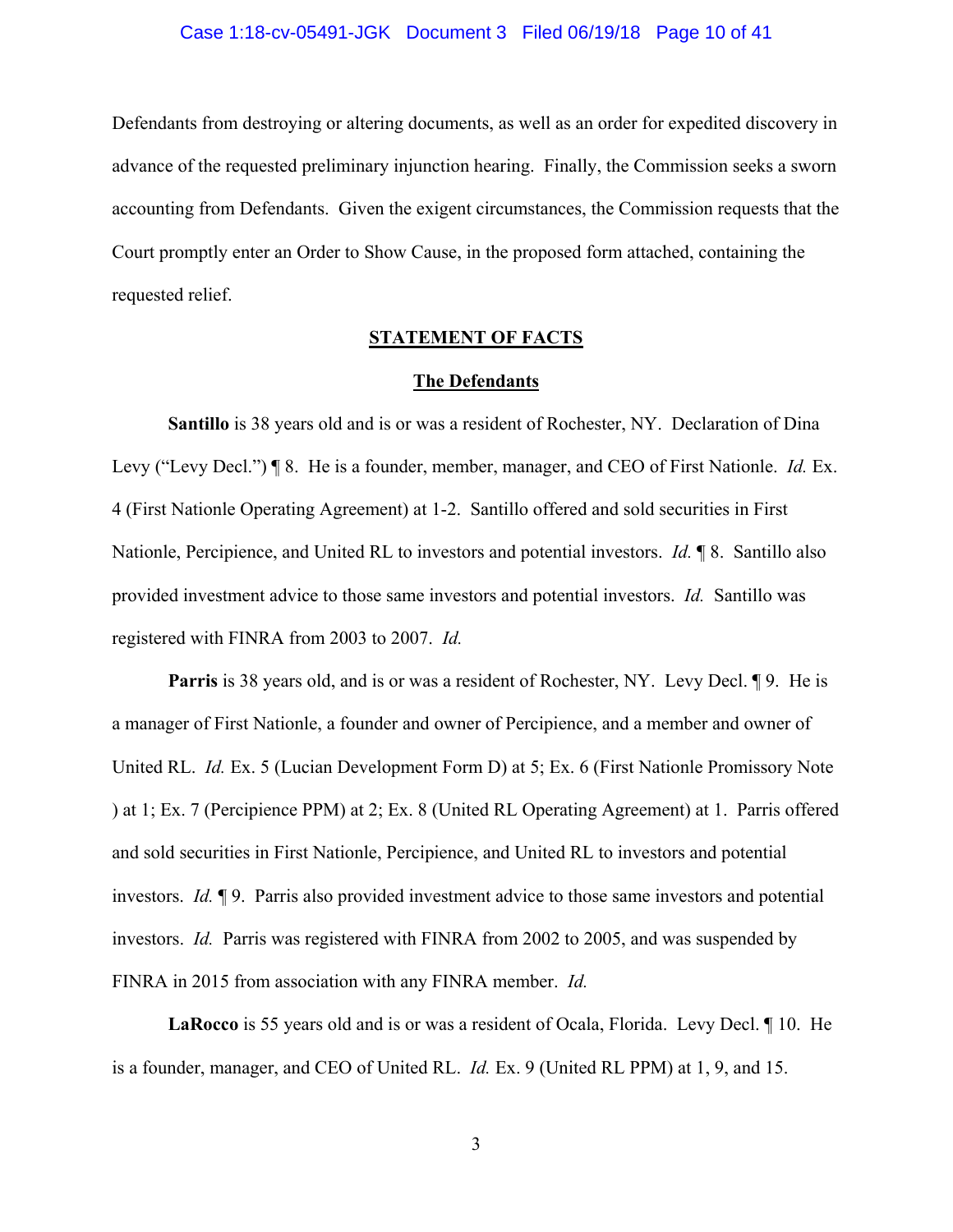Defendants from destroying or altering documents, as well as an order for expedited discovery in advance of the requested preliminary injunction hearing. Finally, the Commission seeks a sworn accounting from Defendants. Given the exigent circumstances, the Commission requests that the Court promptly enter an Order to Show Cause, in the proposed form attached, containing the requested relief.

## STATEMENT OF FACTS

### The Defendants

**Santillo** is 38 years old and is or was a resident of Rochester, NY. Declaration of Dina Levy ("Levy Decl.") ¶ 8. He is a founder, member, manager, and CEO of First Nationle. *Id.* Ex. 4 (First Nationle Operating Agreement) at 1-2. Santillo offered and sold securities in First Nationle, Percipience, and United RL to investors and potential investors. *Id.* ¶ 8. Santillo also provided investment advice to those same investors and potential investors. *Id.* Santillo was registered with FINRA from 2003 to 2007. *Id.*

**Parris** is 38 years old, and is or was a resident of Rochester, NY. Levy Decl. ¶ 9. He is a manager of First Nationle, a founder and owner of Percipience, and a member and owner of United RL. *Id.* Ex. 5 (Lucian Development Form D) at 5; Ex. 6 (First Nationle Promissory Note ) at 1; Ex. 7 (Percipience PPM) at 2; Ex. 8 (United RL Operating Agreement) at 1. Parris offered and sold securities in First Nationle, Percipience, and United RL to investors and potential investors. *Id.* ¶ 9. Parris also provided investment advice to those same investors and potential investors. *Id.* Parris was registered with FINRA from 2002 to 2005, and was suspended by FINRA in 2015 from association with any FINRA member. *Id.*

**LaRocco** is 55 years old and is or was a resident of Ocala, Florida. Levy Decl. ¶ 10. He is a founder, manager, and CEO of United RL. *Id.* Ex. 9 (United RL PPM) at 1, 9, and 15.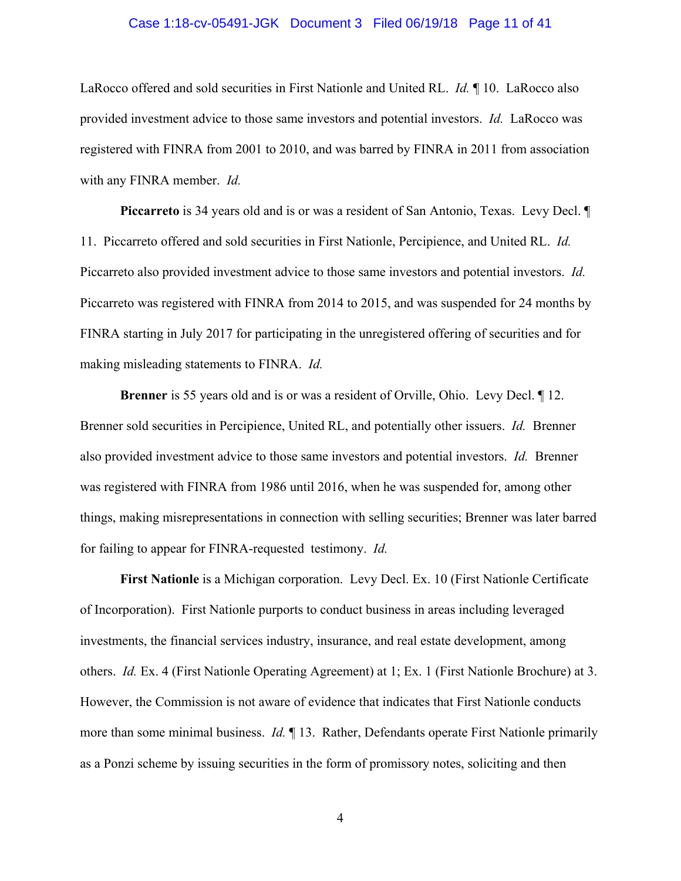LaRocco offered and sold securities in First Nationle and United RL. *Id.* ¶ 10. LaRocco also provided investment advice to those same investors and potential investors. *Id.* LaRocco was registered with FINRA from 2001 to 2010, and was barred by FINRA in 2011 from association with any FINRA member. *Id.*

**Piccarreto** is 34 years old and is or was a resident of San Antonio, Texas. Levy Decl. ¶ 11. Piccarreto offered and sold securities in First Nationle, Percipience, and United RL. *Id.* Piccarreto also provided investment advice to those same investors and potential investors. *Id.* Piccarreto was registered with FINRA from 2014 to 2015, and was suspended for 24 months by FINRA starting in July 2017 for participating in the unregistered offering of securities and for making misleading statements to FINRA. *Id.*

**Brenner** is 55 years old and is or was a resident of Orville, Ohio. Levy Decl. ¶ 12. Brenner sold securities in Percipience, United RL, and potentially other issuers. *Id.* Brenner also provided investment advice to those same investors and potential investors. *Id.* Brenner was registered with FINRA from 1986 until 2016, when he was suspended for, among other things, making misrepresentations in connection with selling securities; Brenner was later barred for failing to appear for FINRA-requested testimony. *Id.*

**First Nationle** is a Michigan corporation. Levy Decl. Ex. 10 (First Nationle Certificate of Incorporation). First Nationle purports to conduct business in areas including leveraged investments, the financial services industry, insurance, and real estate development, among others. *Id.* Ex. 4 (First Nationle Operating Agreement) at 1; Ex. 1 (First Nationle Brochure) at 3. However, the Commission is not aware of evidence that indicates that First Nationle conducts more than some minimal business. *Id.* ¶ 13. Rather, Defendants operate First Nationle primarily as a Ponzi scheme by issuing securities in the form of promissory notes, soliciting and then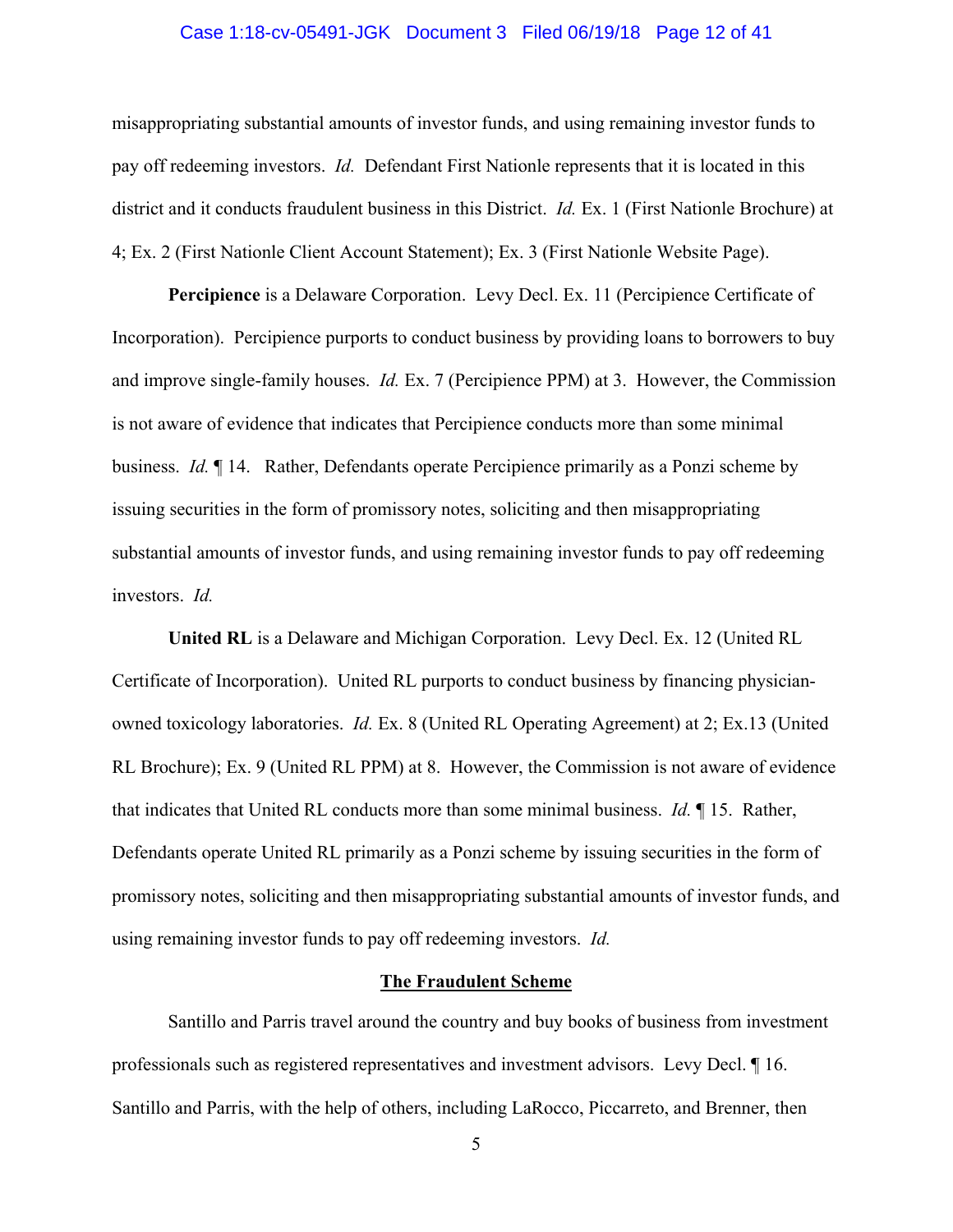misappropriating substantial amounts of investor funds, and using remaining investor funds to pay off redeeming investors. *Id.* Defendant First Nationle represents that it is located in this district and it conducts fraudulent business in this District. *Id.* Ex. 1 (First Nationle Brochure) at 4; Ex. 2 (First Nationle Client Account Statement); Ex. 3 (First Nationle Website Page).

**Percipience** is a Delaware Corporation. Levy Decl. Ex. 11 (Percipience Certificate of Incorporation). Percipience purports to conduct business by providing loans to borrowers to buy and improve single-family houses. *Id.* Ex. 7 (Percipience PPM) at 3. However, the Commission is not aware of evidence that indicates that Percipience conducts more than some minimal business. *Id.* ¶ 14. Rather, Defendants operate Percipience primarily as a Ponzi scheme by issuing securities in the form of promissory notes, soliciting and then misappropriating substantial amounts of investor funds, and using remaining investor funds to pay off redeeming investors. *Id.*

**United RL** is a Delaware and Michigan Corporation. Levy Decl. Ex. 12 (United RL Certificate of Incorporation). United RL purports to conduct business by financing physician-owned toxicology laboratories. *Id.* Ex. 8 (United RL Operating Agreement) at 2; Ex.13 (United RL Brochure); Ex. 9 (United RL PPM) at 8. However, the Commission is not aware of evidence that indicates that United RL conducts more than some minimal business. *Id.* ¶ 15. Rather, Defendants operate United RL primarily as a Ponzi scheme by issuing securities in the form of promissory notes, soliciting and then misappropriating substantial amounts of investor funds, and using remaining investor funds to pay off redeeming investors. *Id.*

## <u>The Fraudulent Scheme</u>

Santillo and Parris travel around the country and buy books of business from investment professionals such as registered representatives and investment advisors. Levy Decl. ¶ 16. Santillo and Parris, with the help of others, including LaRocco, Piccarreto, and Brenner, then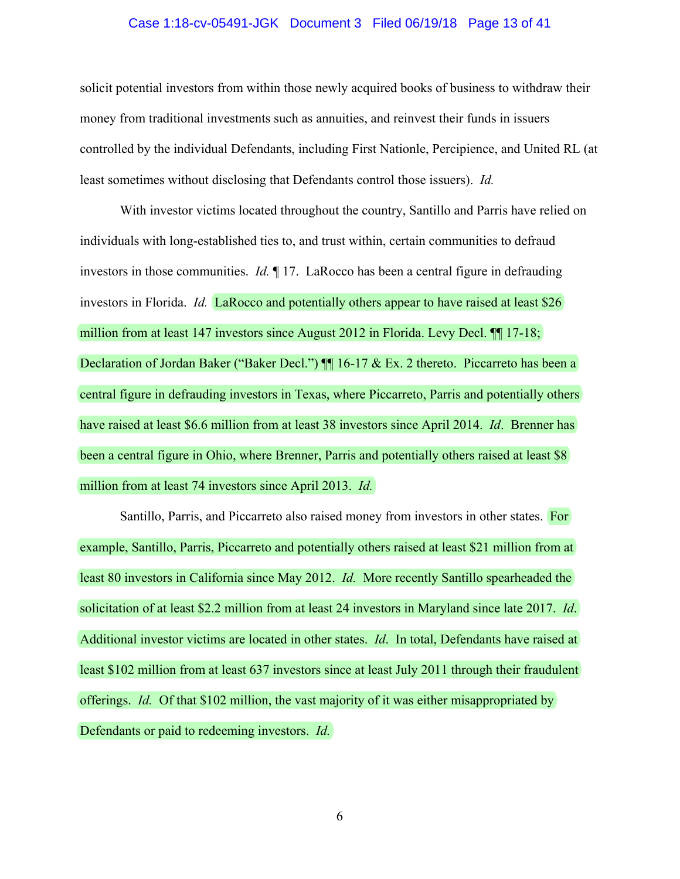solicit potential investors from within those newly acquired books of business to withdraw their money from traditional investments such as annuities, and reinvest their funds in issuers controlled by the individual Defendants, including First Nationle, Percipience, and United RL (at least sometimes without disclosing that Defendants control those issuers). *Id.*

With investor victims located throughout the country, Santillo and Parris have relied on individuals with long-established ties to, and trust within, certain communities to defraud investors in those communities. *Id.* ¶ 17. LaRocco has been a central figure in defrauding investors in Florida. *Id.* LaRocco and potentially others appear to have raised at least $26 million from at least 147 investors since August 2012 in Florida. Levy Decl. ¶¶ 17-18; Declaration of Jordan Baker ("Baker Decl.") ¶¶ 16-17 & Ex. 2 thereto. Piccarreto has been a central figure in defrauding investors in Texas, where Piccarreto, Parris and potentially others have raised at least $6.6 million from at least 38 investors since April 2014. *Id*. Brenner has been a central figure in Ohio, where Brenner, Parris and potentially others raised at least $8 million from at least 74 investors since April 2013. *Id.*

Santillo, Parris, and Piccarreto also raised money from investors in other states. For example, Santillo, Parris, Piccarreto and potentially others raised at least $21 million from at least 80 investors in California since May 2012. *Id.* More recently Santillo spearheaded the solicitation of at least $2.2 million from at least 24 investors in Maryland since late 2017. *Id*. Additional investor victims are located in other states. *Id*. In total, Defendants have raised at least $102 million from at least 637 investors since at least July 2011 through their fraudulent offerings. *Id.* Of that $102 million, the vast majority of it was either misappropriated by Defendants or paid to redeeming investors. *Id.*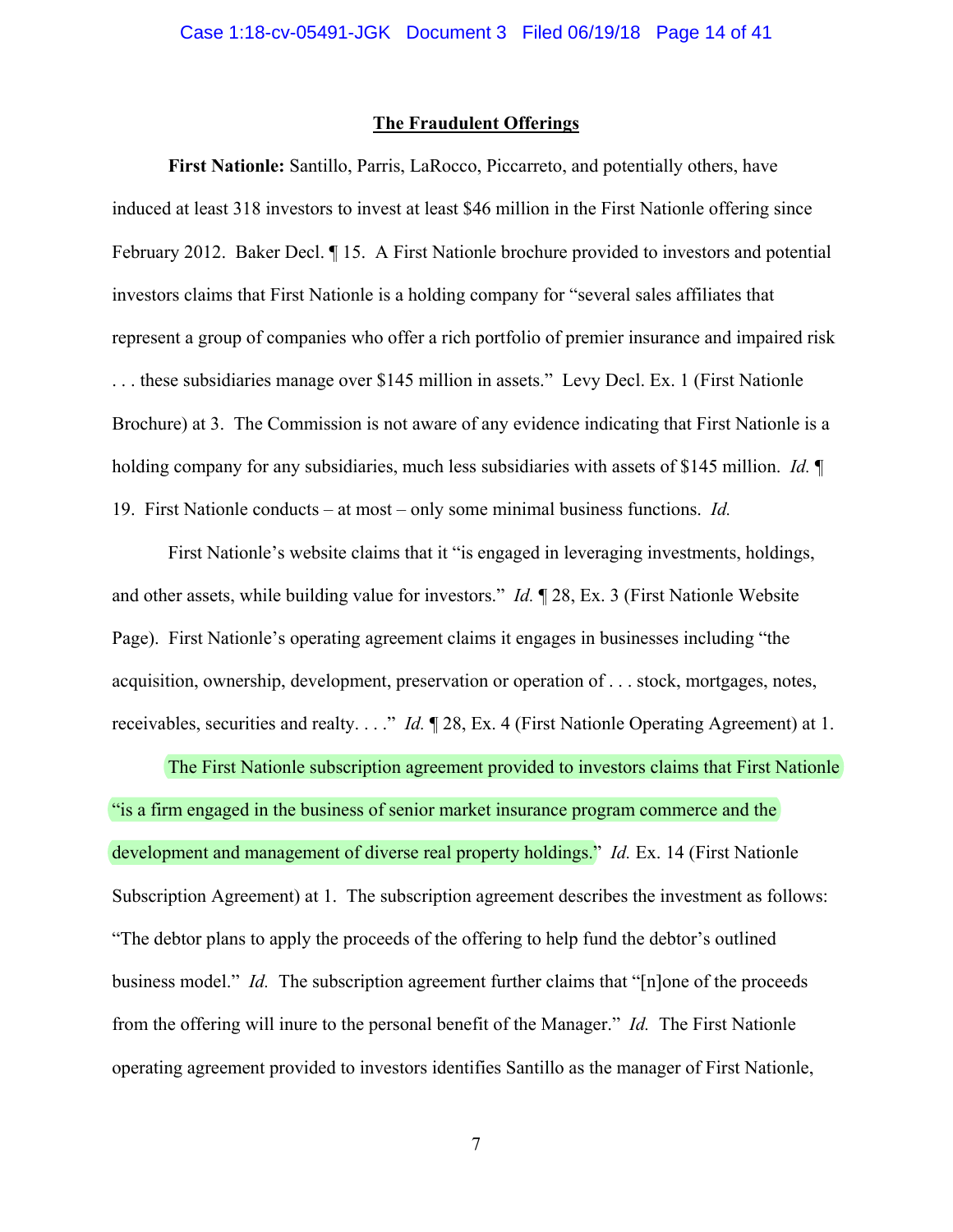## The Fraudulent Offerings

**First Nationle:** Santillo, Parris, LaRocco, Piccarreto, and potentially others, have induced at least 318 investors to invest at least $46 million in the First Nationle offering since February 2012. Baker Decl. ¶ 15. A First Nationle brochure provided to investors and potential investors claims that First Nationle is a holding company for "several sales affiliates that represent a group of companies who offer a rich portfolio of premier insurance and impaired risk . . . these subsidiaries manage over $145 million in assets." Levy Decl. Ex. 1 (First Nationle Brochure) at 3. The Commission is not aware of any evidence indicating that First Nationle is a holding company for any subsidiaries, much less subsidiaries with assets of $145 million. *Id.* ¶ 19. First Nationle conducts – at most – only some minimal business functions. *Id.*

First Nationle's website claims that it "is engaged in leveraging investments, holdings, and other assets, while building value for investors." *Id.* ¶ 28, Ex. 3 (First Nationle Website Page). First Nationle's operating agreement claims it engages in businesses including "the acquisition, ownership, development, preservation or operation of . . . stock, mortgages, notes, receivables, securities and realty. . . ." *Id.* ¶ 28, Ex. 4 (First Nationle Operating Agreement) at 1.

The First Nationle subscription agreement provided to investors claims that First Nationle "is a firm engaged in the business of senior market insurance program commerce and the development and management of diverse real property holdings." *Id.* Ex. 14 (First Nationle Subscription Agreement) at 1. The subscription agreement describes the investment as follows: "The debtor plans to apply the proceeds of the offering to help fund the debtor's outlined business model." *Id.* The subscription agreement further claims that "[n]one of the proceeds from the offering will inure to the personal benefit of the Manager." *Id.* The First Nationle operating agreement provided to investors identifies Santillo as the manager of First Nationle,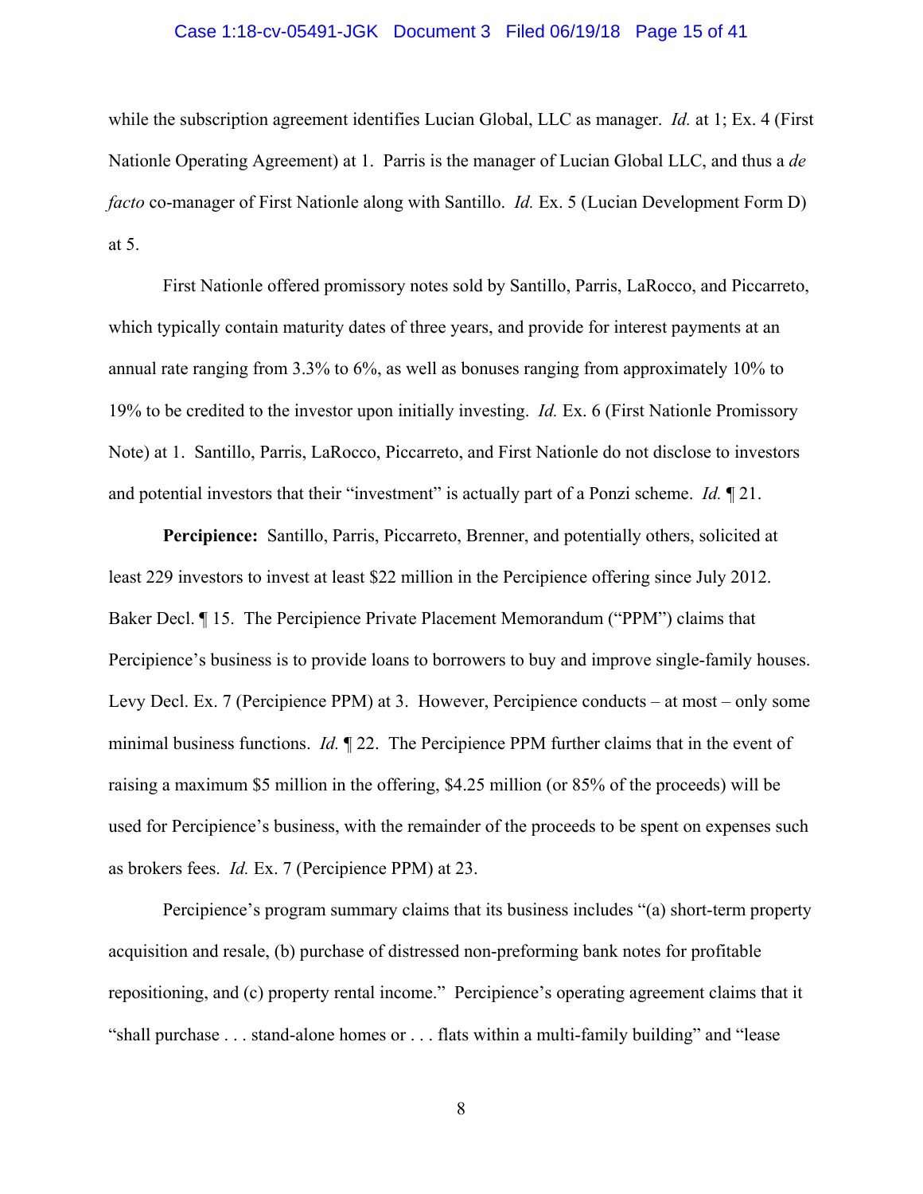while the subscription agreement identifies Lucian Global, LLC as manager. *Id.* at 1; Ex. 4 (First Nationle Operating Agreement) at 1. Parris is the manager of Lucian Global LLC, and thus a *de facto* co-manager of First Nationle along with Santillo. *Id.* Ex. 5 (Lucian Development Form D) at 5.

First Nationle offered promissory notes sold by Santillo, Parris, LaRocco, and Piccarreto, which typically contain maturity dates of three years, and provide for interest payments at an annual rate ranging from 3.3% to 6%, as well as bonuses ranging from approximately 10% to 19% to be credited to the investor upon initially investing. *Id.* Ex. 6 (First Nationle Promissory Note) at 1. Santillo, Parris, LaRocco, Piccarreto, and First Nationle do not disclose to investors and potential investors that their "investment" is actually part of a Ponzi scheme. *Id.* ¶ 21.

**Percipience:** Santillo, Parris, Piccarreto, Brenner, and potentially others, solicited at least 229 investors to invest at least $22 million in the Percipience offering since July 2012. Baker Decl. ¶ 15. The Percipience Private Placement Memorandum ("PPM") claims that Percipience's business is to provide loans to borrowers to buy and improve single-family houses. Levy Decl. Ex. 7 (Percipience PPM) at 3. However, Percipience conducts – at most – only some minimal business functions. *Id.* ¶ 22. The Percipience PPM further claims that in the event of raising a maximum $5 million in the offering, $4.25 million (or 85% of the proceeds) will be used for Percipience's business, with the remainder of the proceeds to be spent on expenses such as brokers fees. *Id.* Ex. 7 (Percipience PPM) at 23.

Percipience's program summary claims that its business includes "(a) short-term property acquisition and resale, (b) purchase of distressed non-preforming bank notes for profitable repositioning, and (c) property rental income." Percipience's operating agreement claims that it "shall purchase . . . stand-alone homes or . . . flats within a multi-family building" and "lease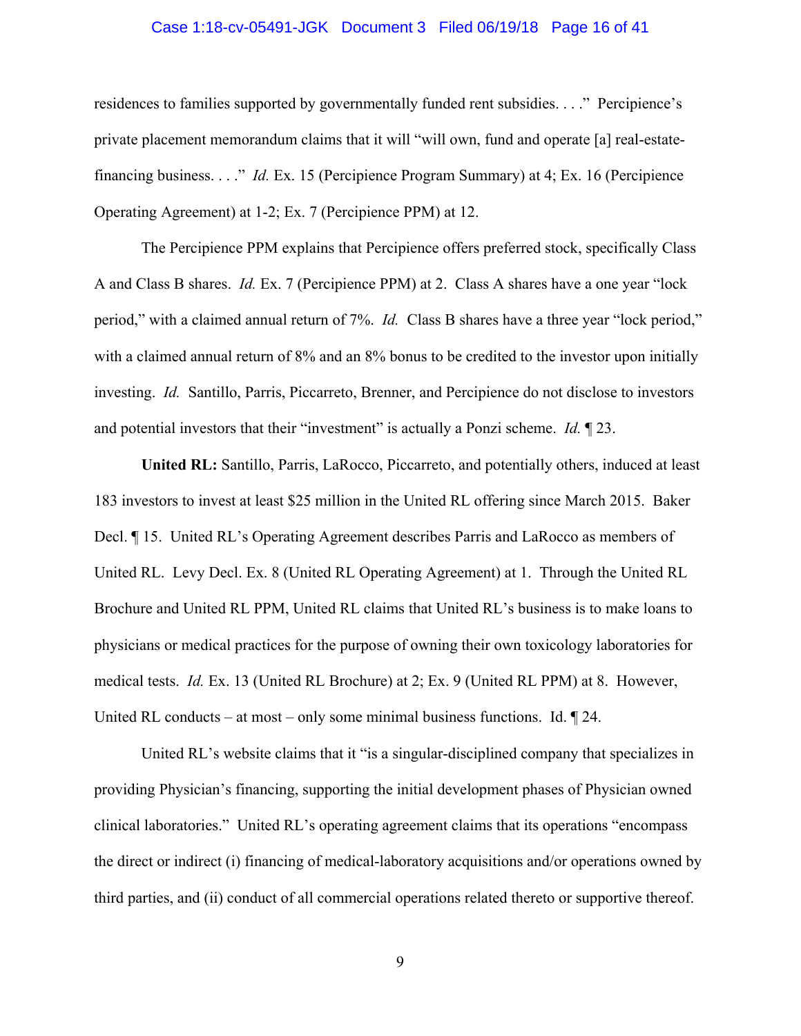residences to families supported by governmentally funded rent subsidies. . . ." Percipience's private placement memorandum claims that it will "will own, fund and operate [a] real-estate-financing business. . . ." *Id.* Ex. 15 (Percipience Program Summary) at 4; Ex. 16 (Percipience Operating Agreement) at 1-2; Ex. 7 (Percipience PPM) at 12.

The Percipience PPM explains that Percipience offers preferred stock, specifically Class A and Class B shares. *Id.* Ex. 7 (Percipience PPM) at 2. Class A shares have a one year "lock period," with a claimed annual return of 7%. *Id.* Class B shares have a three year "lock period," with a claimed annual return of 8% and an 8% bonus to be credited to the investor upon initially investing. *Id.* Santillo, Parris, Piccarreto, Brenner, and Percipience do not disclose to investors and potential investors that their "investment" is actually a Ponzi scheme. *Id.* ¶ 23.

**United RL:** Santillo, Parris, LaRocco, Piccarreto, and potentially others, induced at least 183 investors to invest at least $25 million in the United RL offering since March 2015. Baker Decl. ¶ 15. United RL's Operating Agreement describes Parris and LaRocco as members of United RL. Levy Decl. Ex. 8 (United RL Operating Agreement) at 1. Through the United RL Brochure and United RL PPM, United RL claims that United RL's business is to make loans to physicians or medical practices for the purpose of owning their own toxicology laboratories for medical tests. *Id.* Ex. 13 (United RL Brochure) at 2; Ex. 9 (United RL PPM) at 8. However, United RL conducts – at most – only some minimal business functions. Id. ¶ 24.

United RL's website claims that it "is a singular-disciplined company that specializes in providing Physician's financing, supporting the initial development phases of Physician owned clinical laboratories." United RL's operating agreement claims that its operations "encompass the direct or indirect (i) financing of medical-laboratory acquisitions and/or operations owned by third parties, and (ii) conduct of all commercial operations related thereto or supportive thereof.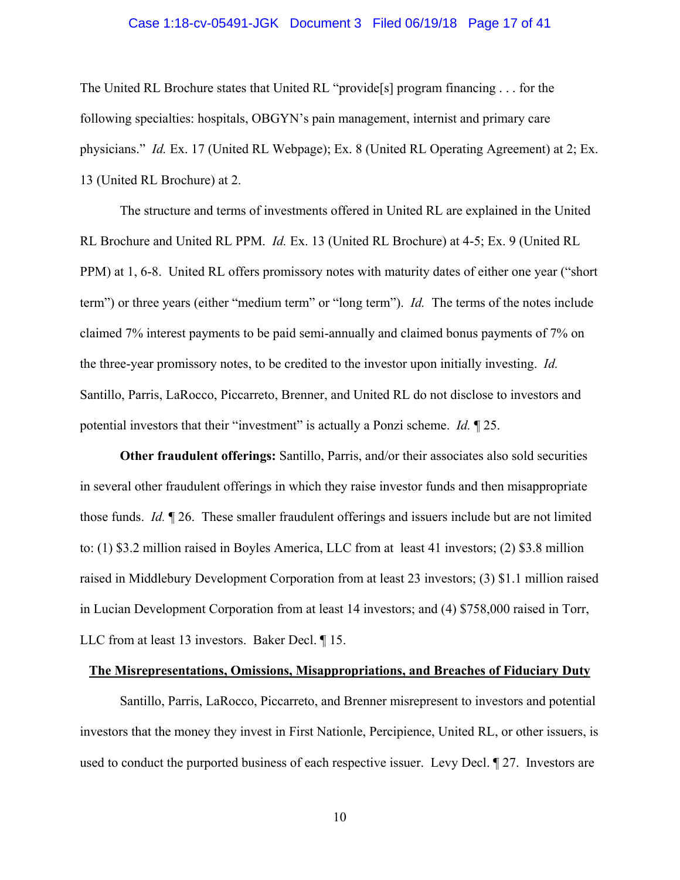The United RL Brochure states that United RL "provide[s] program financing . . . for the following specialties: hospitals, OBGYN's pain management, internist and primary care physicians." *Id.* Ex. 17 (United RL Webpage); Ex. 8 (United RL Operating Agreement) at 2; Ex. 13 (United RL Brochure) at 2.

The structure and terms of investments offered in United RL are explained in the United RL Brochure and United RL PPM. *Id.* Ex. 13 (United RL Brochure) at 4-5; Ex. 9 (United RL PPM) at 1, 6-8. United RL offers promissory notes with maturity dates of either one year ("short term") or three years (either "medium term" or "long term"). *Id.* The terms of the notes include claimed 7% interest payments to be paid semi-annually and claimed bonus payments of 7% on the three-year promissory notes, to be credited to the investor upon initially investing. *Id.* Santillo, Parris, LaRocco, Piccarreto, Brenner, and United RL do not disclose to investors and potential investors that their "investment" is actually a Ponzi scheme. *Id.* ¶ 25.

**Other fraudulent offerings:** Santillo, Parris, and/or their associates also sold securities in several other fraudulent offerings in which they raise investor funds and then misappropriate those funds. *Id.* ¶ 26. These smaller fraudulent offerings and issuers include but are not limited to: (1) $3.2 million raised in Boyles America, LLC from at least 41 investors; (2) $3.8 million raised in Middlebury Development Corporation from at least 23 investors; (3) $1.1 million raised in Lucian Development Corporation from at least 14 investors; and (4) $758,000 raised in Torr, LLC from at least 13 investors. Baker Decl. ¶ 15.

<u>**The Misrepresentations, Omissions, Misappropriations, and Breaches of Fiduciary Duty**</u>

Santillo, Parris, LaRocco, Piccarreto, and Brenner misrepresent to investors and potential investors that the money they invest in First Nationle, Percipience, United RL, or other issuers, is used to conduct the purported business of each respective issuer. Levy Decl. ¶ 27. Investors are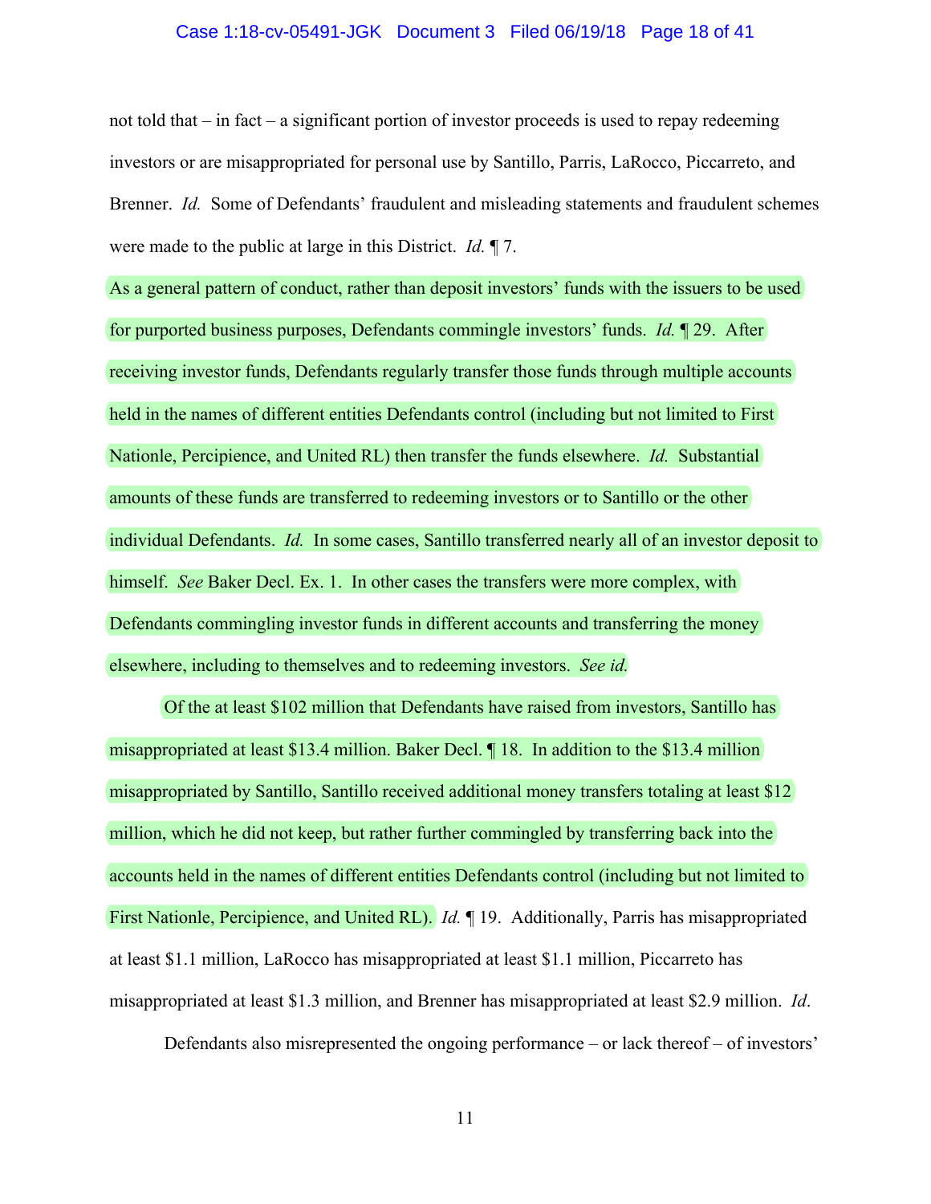not told that – in fact – a significant portion of investor proceeds is used to repay redeeming investors or are misappropriated for personal use by Santillo, Parris, LaRocco, Piccarreto, and Brenner. *Id.* Some of Defendants' fraudulent and misleading statements and fraudulent schemes were made to the public at large in this District. *Id.* ¶ 7.

As a general pattern of conduct, rather than deposit investors' funds with the issuers to be used for purported business purposes, Defendants commingle investors' funds. *Id.* ¶ 29. After receiving investor funds, Defendants regularly transfer those funds through multiple accounts held in the names of different entities Defendants control (including but not limited to First Nationle, Percipience, and United RL) then transfer the funds elsewhere. *Id.* Substantial amounts of these funds are transferred to redeeming investors or to Santillo or the other individual Defendants. *Id.* In some cases, Santillo transferred nearly all of an investor deposit to himself. *See* Baker Decl. Ex. 1. In other cases the transfers were more complex, with Defendants commingling investor funds in different accounts and transferring the money elsewhere, including to themselves and to redeeming investors. *See id.*

Of the at least $102 million that Defendants have raised from investors, Santillo has misappropriated at least $13.4 million. Baker Decl. ¶ 18. In addition to the $13.4 million misappropriated by Santillo, Santillo received additional money transfers totaling at least $12 million, which he did not keep, but rather further commingled by transferring back into the accounts held in the names of different entities Defendants control (including but not limited to First Nationle, Percipience, and United RL). *Id.* ¶ 19. Additionally, Parris has misappropriated at least $1.1 million, LaRocco has misappropriated at least $1.1 million, Piccarreto has misappropriated at least $1.3 million, and Brenner has misappropriated at least $2.9 million. *Id.*

Defendants also misrepresented the ongoing performance – or lack thereof – of investors'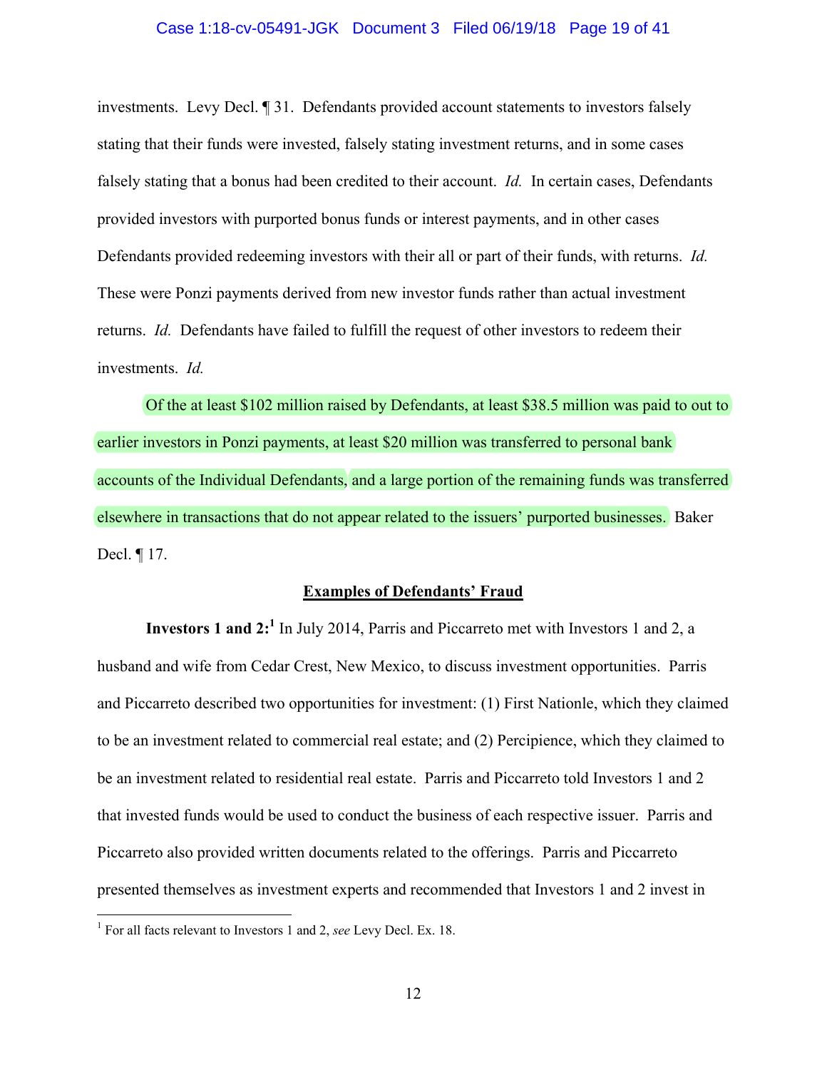investments. Levy Decl. ¶ 31. Defendants provided account statements to investors falsely stating that their funds were invested, falsely stating investment returns, and in some cases falsely stating that a bonus had been credited to their account. *Id.* In certain cases, Defendants provided investors with purported bonus funds or interest payments, and in other cases Defendants provided redeeming investors with their all or part of their funds, with returns. *Id.* These were Ponzi payments derived from new investor funds rather than actual investment returns. *Id.* Defendants have failed to fulfill the request of other investors to redeem their investments. *Id.*

Of the at least $102 million raised by Defendants, at least $38.5 million was paid to out to earlier investors in Ponzi payments, at least $20 million was transferred to personal bank accounts of the Individual Defendants, and a large portion of the remaining funds was transferred elsewhere in transactions that do not appear related to the issuers' purported businesses. Baker Decl. ¶ 17.

**Examples of Defendants' Fraud**

**Investors 1 and 2:**[1] In July 2014, Parris and Piccarreto met with Investors 1 and 2, a husband and wife from Cedar Crest, New Mexico, to discuss investment opportunities. Parris and Piccarreto described two opportunities for investment: (1) First Nationle, which they claimed to be an investment related to commercial real estate; and (2) Percipience, which they claimed to be an investment related to residential real estate. Parris and Piccarreto told Investors 1 and 2 that invested funds would be used to conduct the business of each respective issuer. Parris and Piccarreto also provided written documents related to the offerings. Parris and Piccarreto presented themselves as investment experts and recommended that Investors 1 and 2 invest in

[1] For all facts relevant to Investors 1 and 2, *see* Levy Decl. Ex. 18.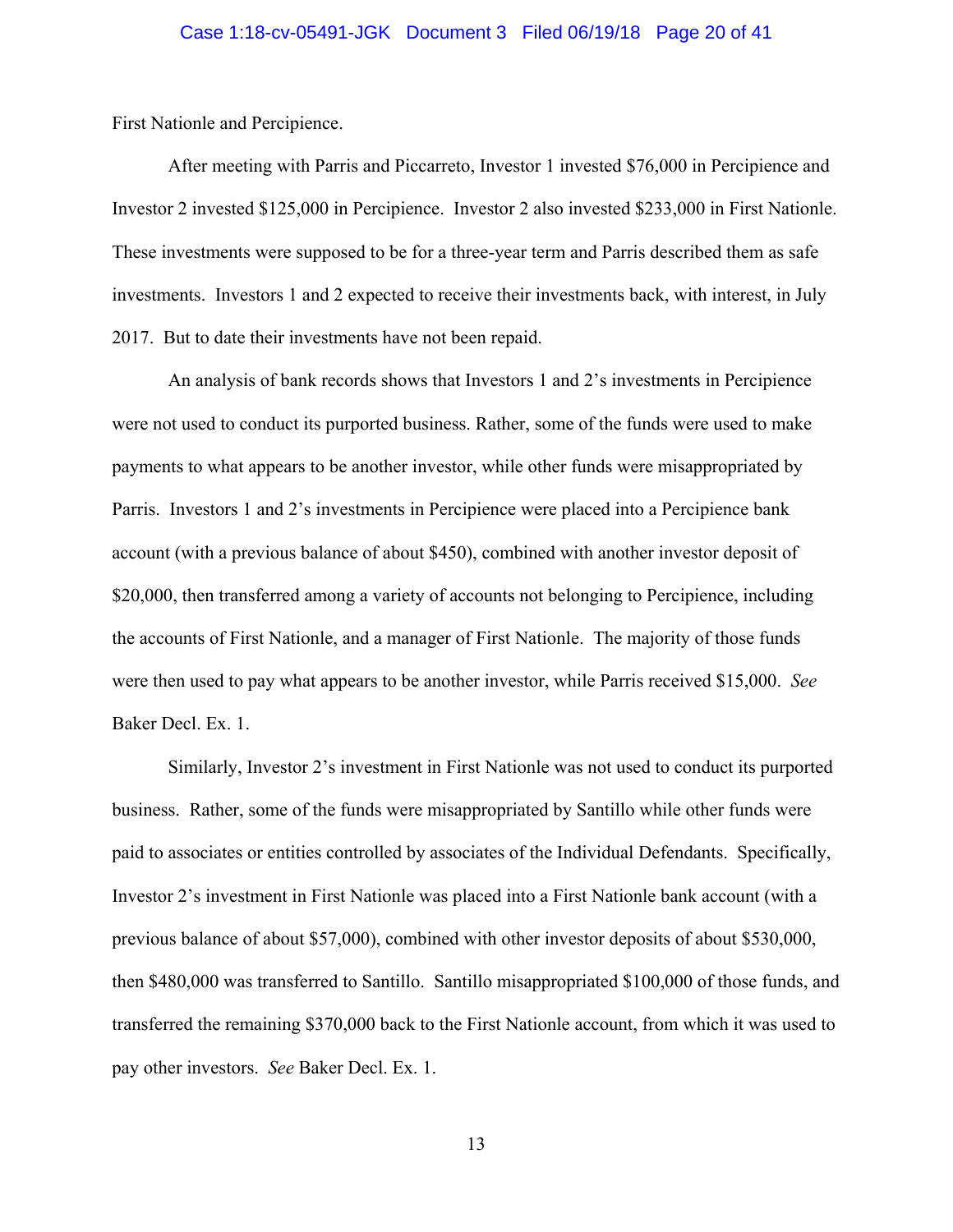First Nationle and Percipience.

After meeting with Parris and Piccarreto, Investor 1 invested $76,000 in Percipience and Investor 2 invested $125,000 in Percipience. Investor 2 also invested $233,000 in First Nationle. These investments were supposed to be for a three-year term and Parris described them as safe investments. Investors 1 and 2 expected to receive their investments back, with interest, in July 2017. But to date their investments have not been repaid.

An analysis of bank records shows that Investors 1 and 2's investments in Percipience were not used to conduct its purported business. Rather, some of the funds were used to make payments to what appears to be another investor, while other funds were misappropriated by Parris. Investors 1 and 2's investments in Percipience were placed into a Percipience bank account (with a previous balance of about $450), combined with another investor deposit of $20,000, then transferred among a variety of accounts not belonging to Percipience, including the accounts of First Nationle, and a manager of First Nationle. The majority of those funds were then used to pay what appears to be another investor, while Parris received $15,000. *See* Baker Decl. Ex. 1.

Similarly, Investor 2's investment in First Nationle was not used to conduct its purported business. Rather, some of the funds were misappropriated by Santillo while other funds were paid to associates or entities controlled by associates of the Individual Defendants. Specifically, Investor 2's investment in First Nationle was placed into a First Nationle bank account (with a previous balance of about $57,000), combined with other investor deposits of about $530,000, then $480,000 was transferred to Santillo. Santillo misappropriated $100,000 of those funds, and transferred the remaining $370,000 back to the First Nationle account, from which it was used to pay other investors. *See* Baker Decl. Ex. 1.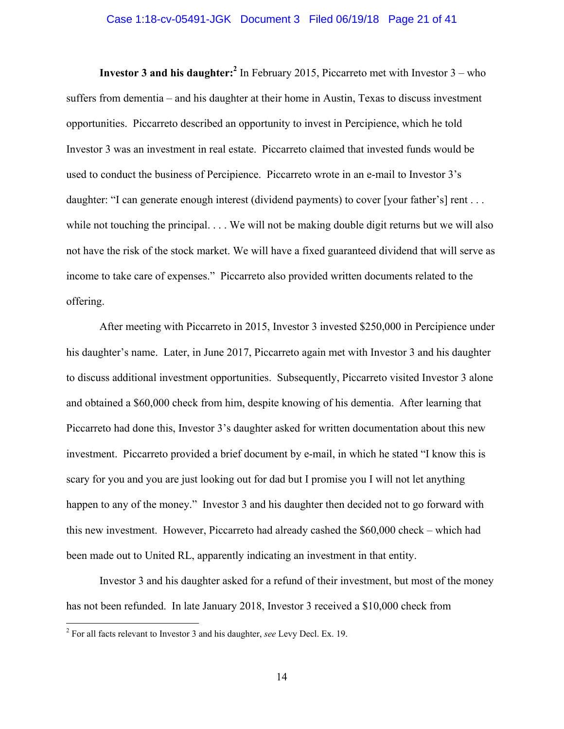**Investor 3 and his daughter:**[2] In February 2015, Piccarreto met with Investor 3 – who suffers from dementia – and his daughter at their home in Austin, Texas to discuss investment opportunities. Piccarreto described an opportunity to invest in Percipience, which he told Investor 3 was an investment in real estate. Piccarreto claimed that invested funds would be used to conduct the business of Percipience. Piccarreto wrote in an e-mail to Investor 3's daughter: "I can generate enough interest (dividend payments) to cover [your father's] rent . . . while not touching the principal. . . . We will not be making double digit returns but we will also not have the risk of the stock market. We will have a fixed guaranteed dividend that will serve as income to take care of expenses." Piccarreto also provided written documents related to the offering.

After meeting with Piccarreto in 2015, Investor 3 invested $250,000 in Percipience under his daughter's name. Later, in June 2017, Piccarreto again met with Investor 3 and his daughter to discuss additional investment opportunities. Subsequently, Piccarreto visited Investor 3 alone and obtained a $60,000 check from him, despite knowing of his dementia. After learning that Piccarreto had done this, Investor 3's daughter asked for written documentation about this new investment. Piccarreto provided a brief document by e-mail, in which he stated "I know this is scary for you and you are just looking out for dad but I promise you I will not let anything happen to any of the money." Investor 3 and his daughter then decided not to go forward with this new investment. However, Piccarreto had already cashed the $60,000 check – which had been made out to United RL, apparently indicating an investment in that entity.

Investor 3 and his daughter asked for a refund of their investment, but most of the money has not been refunded. In late January 2018, Investor 3 received a $10,000 check from

---

[2] For all facts relevant to Investor 3 and his daughter, *see* Levy Decl. Ex. 19.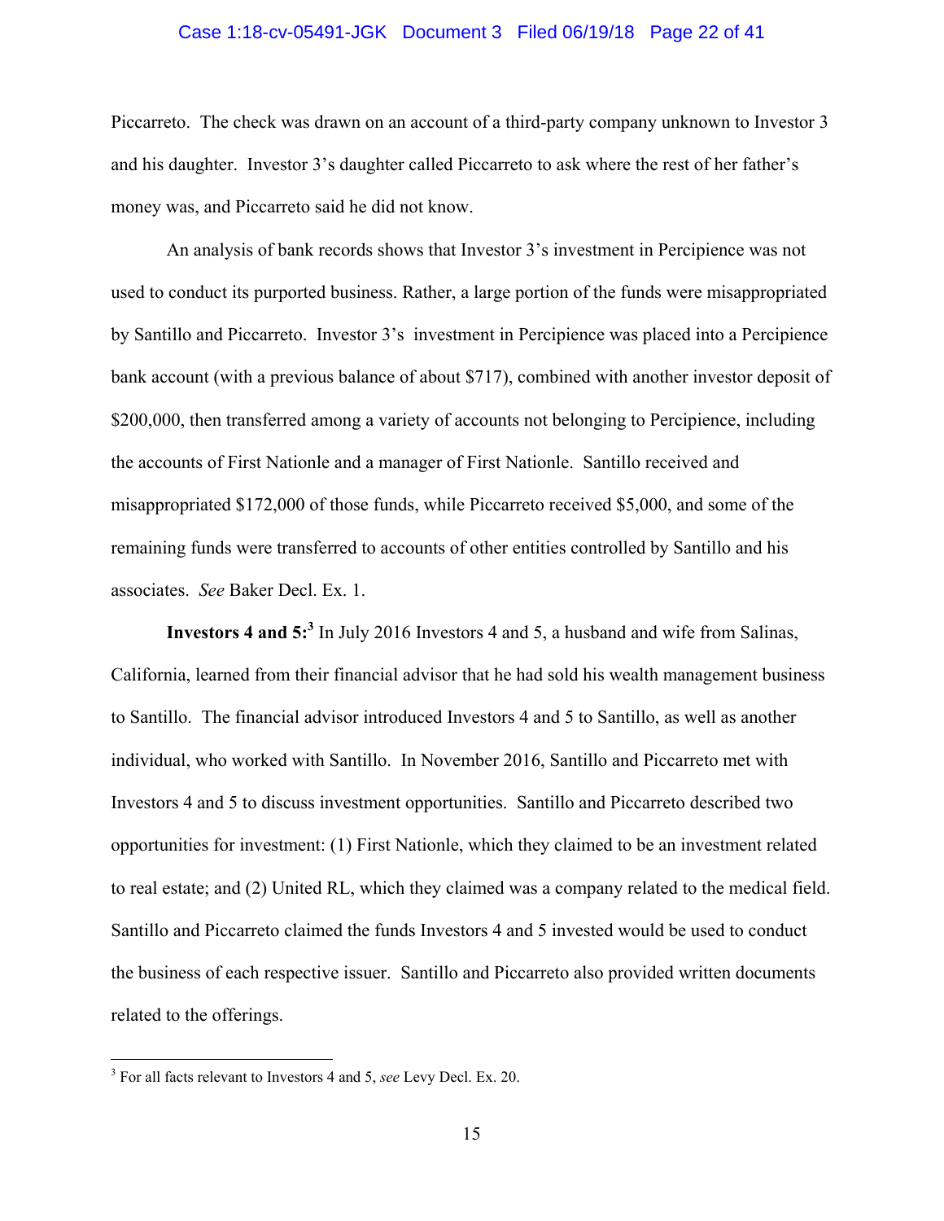Piccarreto. The check was drawn on an account of a third-party company unknown to Investor 3 and his daughter. Investor 3's daughter called Piccarreto to ask where the rest of her father's money was, and Piccarreto said he did not know.

An analysis of bank records shows that Investor 3's investment in Percipience was not used to conduct its purported business. Rather, a large portion of the funds were misappropriated by Santillo and Piccarreto. Investor 3's investment in Percipience was placed into a Percipience bank account (with a previous balance of about $717), combined with another investor deposit of $200,000, then transferred among a variety of accounts not belonging to Percipience, including the accounts of First Nationle and a manager of First Nationle. Santillo received and misappropriated $172,000 of those funds, while Piccarreto received $5,000, and some of the remaining funds were transferred to accounts of other entities controlled by Santillo and his associates. *See* Baker Decl. Ex. 1.

**Investors 4 and 5:**[3] In July 2016 Investors 4 and 5, a husband and wife from Salinas, California, learned from their financial advisor that he had sold his wealth management business to Santillo. The financial advisor introduced Investors 4 and 5 to Santillo, as well as another individual, who worked with Santillo. In November 2016, Santillo and Piccarreto met with Investors 4 and 5 to discuss investment opportunities. Santillo and Piccarreto described two opportunities for investment: (1) First Nationle, which they claimed to be an investment related to real estate; and (2) United RL, which they claimed was a company related to the medical field. Santillo and Piccarreto claimed the funds Investors 4 and 5 invested would be used to conduct the business of each respective issuer. Santillo and Piccarreto also provided written documents related to the offerings.

[3] For all facts relevant to Investors 4 and 5, *see* Levy Decl. Ex. 20.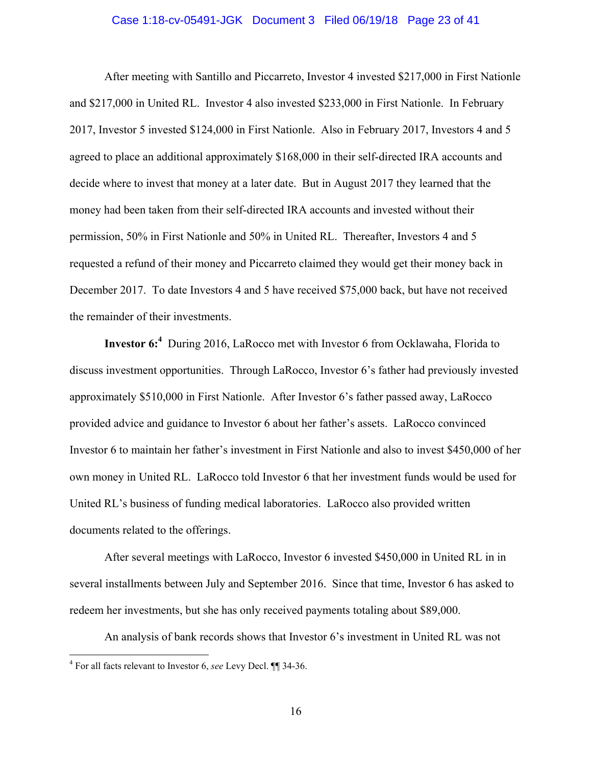After meeting with Santillo and Piccarreto, Investor 4 invested \$217,000 in First Nationle and \$217,000 in United RL. Investor 4 also invested \$233,000 in First Nationle. In February 2017, Investor 5 invested \$124,000 in First Nationle. Also in February 2017, Investors 4 and 5 agreed to place an additional approximately \$168,000 in their self-directed IRA accounts and decide where to invest that money at a later date. But in August 2017 they learned that the money had been taken from their self-directed IRA accounts and invested without their permission, 50% in First Nationle and 50% in United RL. Thereafter, Investors 4 and 5 requested a refund of their money and Piccarreto claimed they would get their money back in December 2017. To date Investors 4 and 5 have received \$75,000 back, but have not received the remainder of their investments.

**Investor 6:**[4] During 2016, LaRocco met with Investor 6 from Ocklawaha, Florida to discuss investment opportunities. Through LaRocco, Investor 6's father had previously invested approximately \$510,000 in First Nationle. After Investor 6's father passed away, LaRocco provided advice and guidance to Investor 6 about her father's assets. LaRocco convinced Investor 6 to maintain her father's investment in First Nationle and also to invest \$450,000 of her own money in United RL. LaRocco told Investor 6 that her investment funds would be used for United RL's business of funding medical laboratories. LaRocco also provided written documents related to the offerings.

After several meetings with LaRocco, Investor 6 invested \$450,000 in United RL in in several installments between July and September 2016. Since that time, Investor 6 has asked to redeem her investments, but she has only received payments totaling about \$89,000.

An analysis of bank records shows that Investor 6's investment in United RL was not

---

[4] For all facts relevant to Investor 6, *see* Levy Decl. ¶¶ 34-36.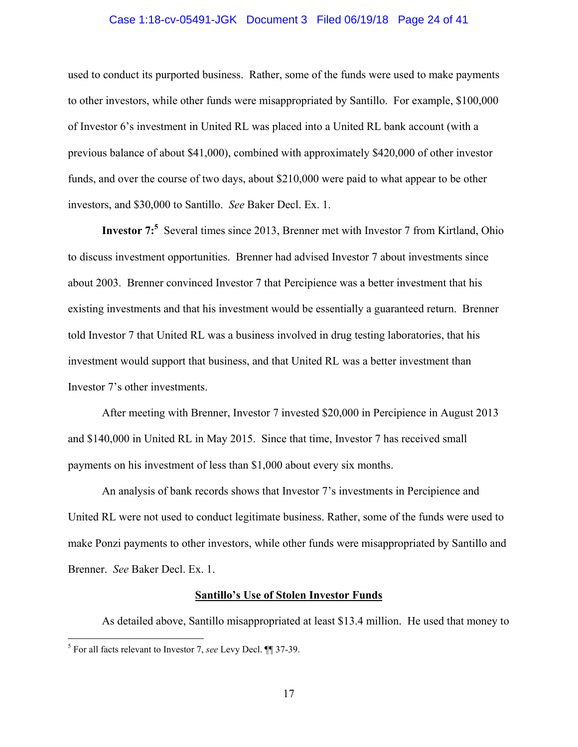used to conduct its purported business. Rather, some of the funds were used to make payments to other investors, while other funds were misappropriated by Santillo. For example, $100,000 of Investor 6's investment in United RL was placed into a United RL bank account (with a previous balance of about $41,000), combined with approximately $420,000 of other investor funds, and over the course of two days, about $210,000 were paid to what appear to be other investors, and $30,000 to Santillo. *See* Baker Decl. Ex. 1.

**Investor 7:**[5] Several times since 2013, Brenner met with Investor 7 from Kirtland, Ohio to discuss investment opportunities. Brenner had advised Investor 7 about investments since about 2003. Brenner convinced Investor 7 that Percipience was a better investment that his existing investments and that his investment would be essentially a guaranteed return. Brenner told Investor 7 that United RL was a business involved in drug testing laboratories, that his investment would support that business, and that United RL was a better investment than Investor 7's other investments.

After meeting with Brenner, Investor 7 invested $20,000 in Percipience in August 2013 and $140,000 in United RL in May 2015. Since that time, Investor 7 has received small payments on his investment of less than $1,000 about every six months.

An analysis of bank records shows that Investor 7's investments in Percipience and United RL were not used to conduct legitimate business. Rather, some of the funds were used to make Ponzi payments to other investors, while other funds were misappropriated by Santillo and Brenner. *See* Baker Decl. Ex. 1.

**<u>Santillo's Use of Stolen Investor Funds</u>**

As detailed above, Santillo misappropriated at least $13.4 million. He used that money to

[5] For all facts relevant to Investor 7, *see* Levy Decl. ¶¶ 37-39.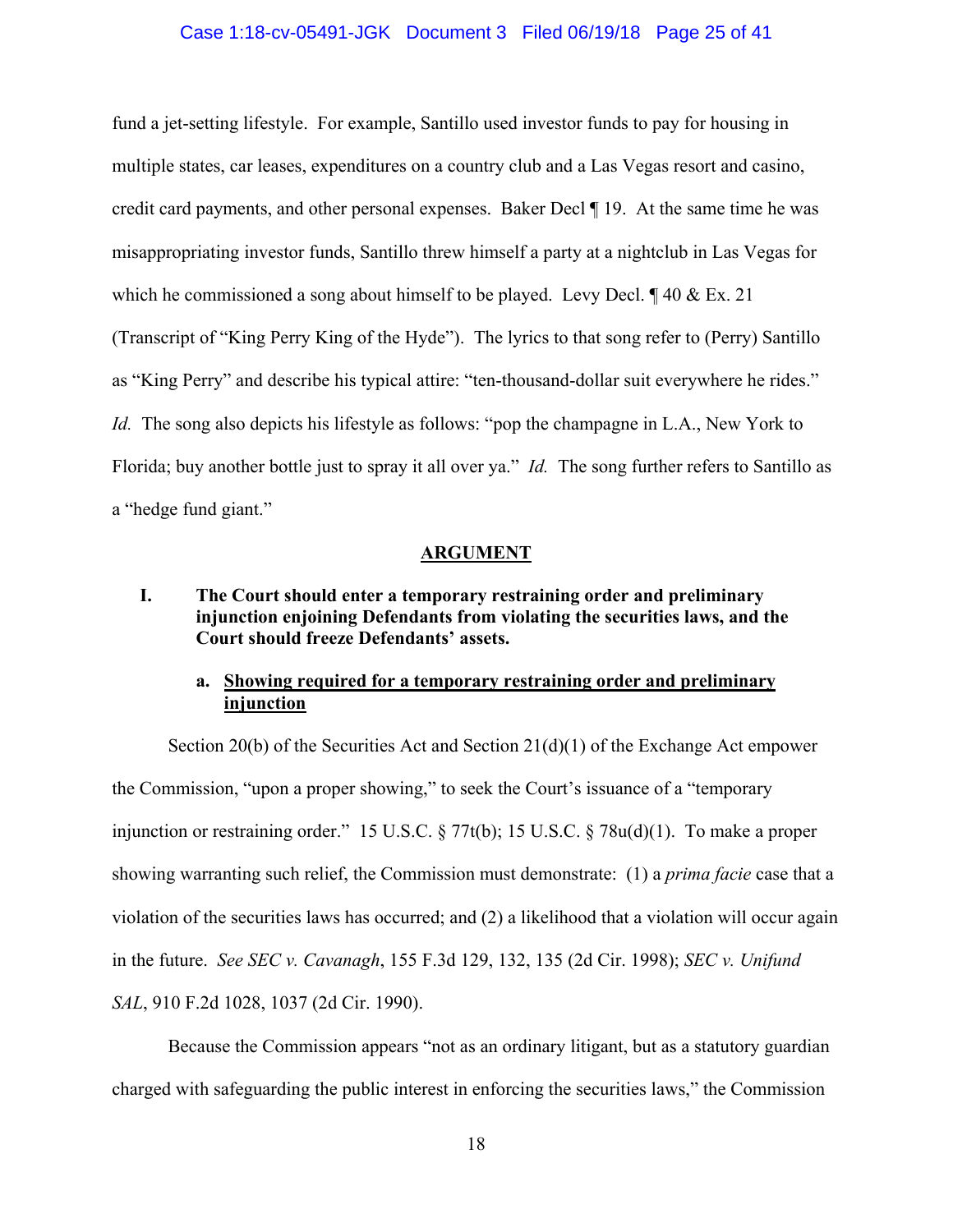fund a jet-setting lifestyle. For example, Santillo used investor funds to pay for housing in multiple states, car leases, expenditures on a country club and a Las Vegas resort and casino, credit card payments, and other personal expenses. Baker Decl ¶ 19. At the same time he was misappropriating investor funds, Santillo threw himself a party at a nightclub in Las Vegas for which he commissioned a song about himself to be played. Levy Decl. ¶ 40 & Ex. 21 (Transcript of "King Perry King of the Hyde"). The lyrics to that song refer to (Perry) Santillo as "King Perry" and describe his typical attire: "ten-thousand-dollar suit everywhere he rides." *Id.* The song also depicts his lifestyle as follows: "pop the champagne in L.A., New York to Florida; buy another bottle just to spray it all over ya." *Id.* The song further refers to Santillo as a "hedge fund giant."

## ARGUMENT

### I. The Court should enter a temporary restraining order and preliminary injunction enjoining Defendants from violating the securities laws, and the Court should freeze Defendants' assets.

#### a. Showing required for a temporary restraining order and preliminary injunction

Section 20(b) of the Securities Act and Section 21(d)(1) of the Exchange Act empower the Commission, "upon a proper showing," to seek the Court's issuance of a "temporary injunction or restraining order." 15 U.S.C. § 77t(b); 15 U.S.C. § 78u(d)(1). To make a proper showing warranting such relief, the Commission must demonstrate: (1) a *prima facie* case that a violation of the securities laws has occurred; and (2) a likelihood that a violation will occur again in the future. *See SEC v. Cavanagh*, 155 F.3d 129, 132, 135 (2d Cir. 1998); *SEC v. Unifund SAL*, 910 F.2d 1028, 1037 (2d Cir. 1990).

Because the Commission appears "not as an ordinary litigant, but as a statutory guardian charged with safeguarding the public interest in enforcing the securities laws," the Commission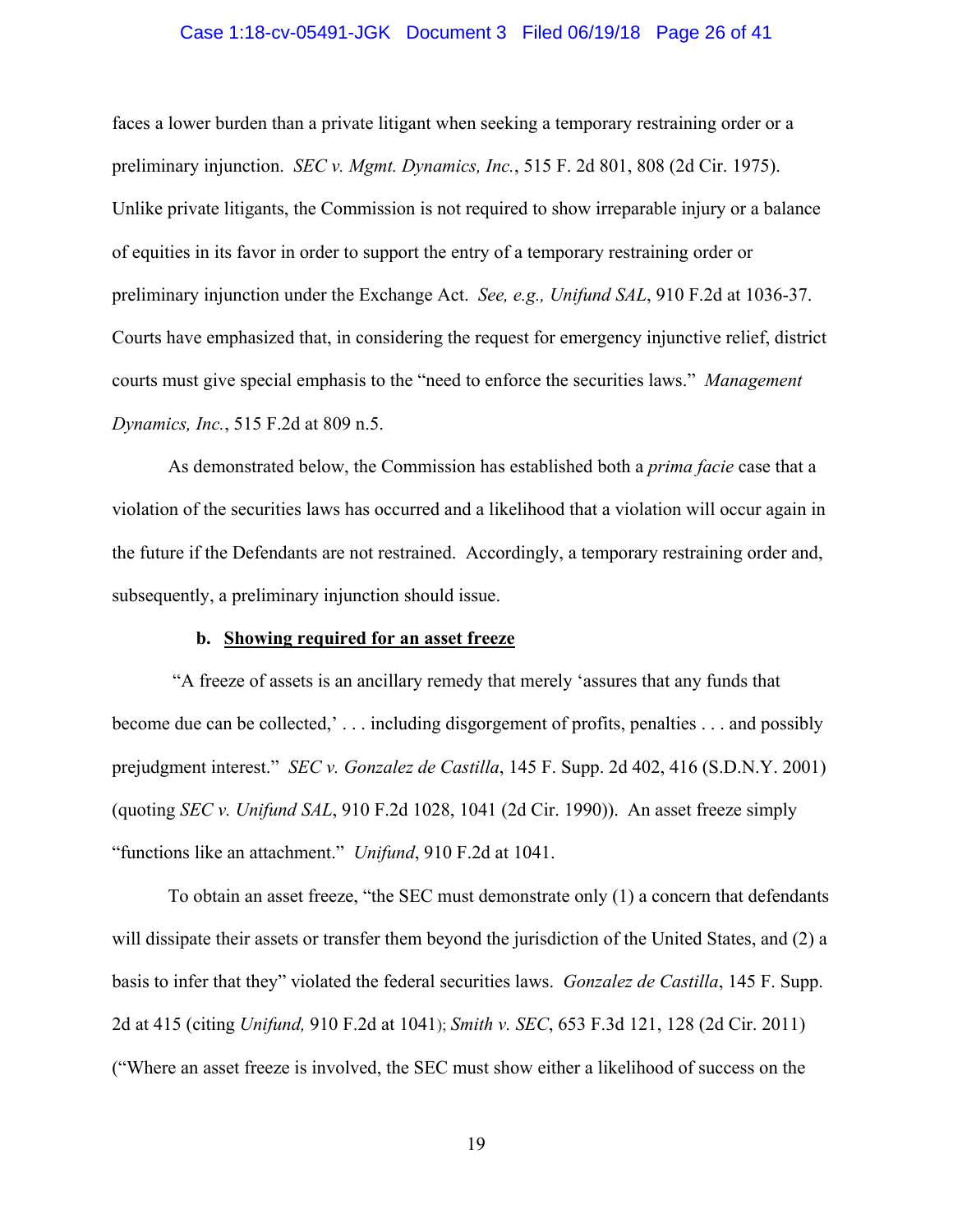faces a lower burden than a private litigant when seeking a temporary restraining order or a preliminary injunction. *SEC v. Mgmt. Dynamics, Inc.*, 515 F. 2d 801, 808 (2d Cir. 1975). Unlike private litigants, the Commission is not required to show irreparable injury or a balance of equities in its favor in order to support the entry of a temporary restraining order or preliminary injunction under the Exchange Act. *See, e.g., Unifund SAL*, 910 F.2d at 1036-37. Courts have emphasized that, in considering the request for emergency injunctive relief, district courts must give special emphasis to the "need to enforce the securities laws." *Management Dynamics, Inc.*, 515 F.2d at 809 n.5.

As demonstrated below, the Commission has established both a *prima facie* case that a violation of the securities laws has occurred and a likelihood that a violation will occur again in the future if the Defendants are not restrained. Accordingly, a temporary restraining order and, subsequently, a preliminary injunction should issue.

**b. <u>Showing required for an asset freeze</u>**

"A freeze of assets is an ancillary remedy that merely 'assures that any funds that become due can be collected,' . . . including disgorgement of profits, penalties . . . and possibly prejudgment interest." *SEC v. Gonzalez de Castilla*, 145 F. Supp. 2d 402, 416 (S.D.N.Y. 2001) (quoting *SEC v. Unifund SAL*, 910 F.2d 1028, 1041 (2d Cir. 1990)). An asset freeze simply "functions like an attachment." *Unifund*, 910 F.2d at 1041.

To obtain an asset freeze, "the SEC must demonstrate only (1) a concern that defendants will dissipate their assets or transfer them beyond the jurisdiction of the United States, and (2) a basis to infer that they" violated the federal securities laws. *Gonzalez de Castilla*, 145 F. Supp. 2d at 415 (citing *Unifund,* 910 F.2d at 1041); *Smith v. SEC*, 653 F.3d 121, 128 (2d Cir. 2011) ("Where an asset freeze is involved, the SEC must show either a likelihood of success on the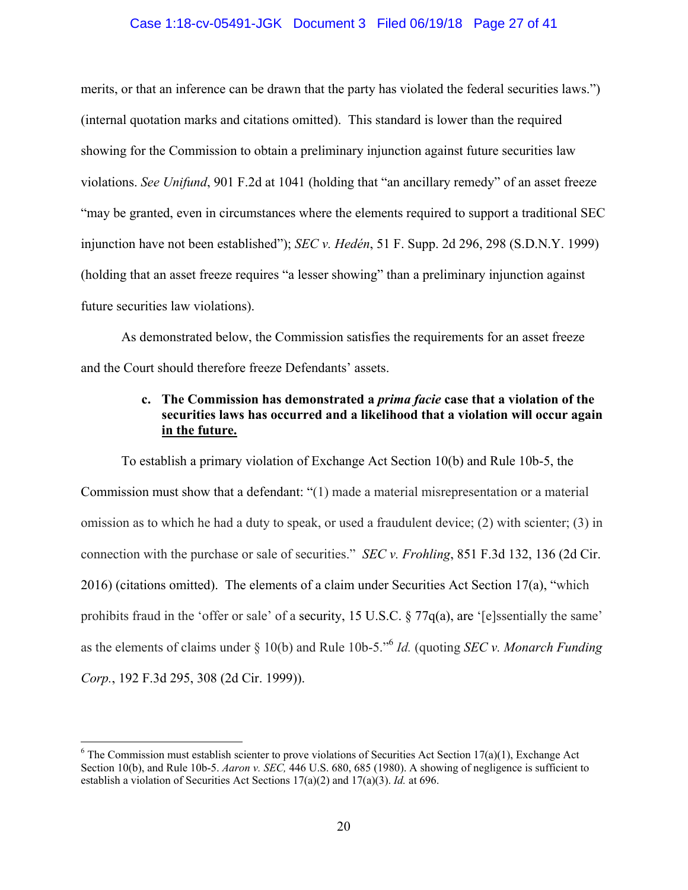merits, or that an inference can be drawn that the party has violated the federal securities laws.") (internal quotation marks and citations omitted). This standard is lower than the required showing for the Commission to obtain a preliminary injunction against future securities law violations. *See Unifund*, 901 F.2d at 1041 (holding that "an ancillary remedy" of an asset freeze "may be granted, even in circumstances where the elements required to support a traditional SEC injunction have not been established"); *SEC v. Hedén*, 51 F. Supp. 2d 296, 298 (S.D.N.Y. 1999) (holding that an asset freeze requires "a lesser showing" than a preliminary injunction against future securities law violations).

As demonstrated below, the Commission satisfies the requirements for an asset freeze and the Court should therefore freeze Defendants' assets.

**c. The Commission has demonstrated a *prima facie* case that a violation of the securities laws has occurred and a likelihood that a violation will occur again <u>in the future.</u>**

To establish a primary violation of Exchange Act Section 10(b) and Rule 10b-5, the Commission must show that a defendant: "(1) made a material misrepresentation or a material omission as to which he had a duty to speak, or used a fraudulent device; (2) with scienter; (3) in connection with the purchase or sale of securities." *SEC v. Frohling*, 851 F.3d 132, 136 (2d Cir. 2016) (citations omitted). The elements of a claim under Securities Act Section 17(a), "which prohibits fraud in the 'offer or sale' of a security, 15 U.S.C. § 77q(a), are '[e]ssentially the same' as the elements of claims under § 10(b) and Rule 10b-5."[6] *Id.* (quoting *SEC v. Monarch Funding Corp.*, 192 F.3d 295, 308 (2d Cir. 1999)).

---

[6] The Commission must establish scienter to prove violations of Securities Act Section 17(a)(1), Exchange Act Section 10(b), and Rule 10b-5. *Aaron v. SEC,* 446 U.S. 680, 685 (1980). A showing of negligence is sufficient to establish a violation of Securities Act Sections 17(a)(2) and 17(a)(3). *Id.* at 696.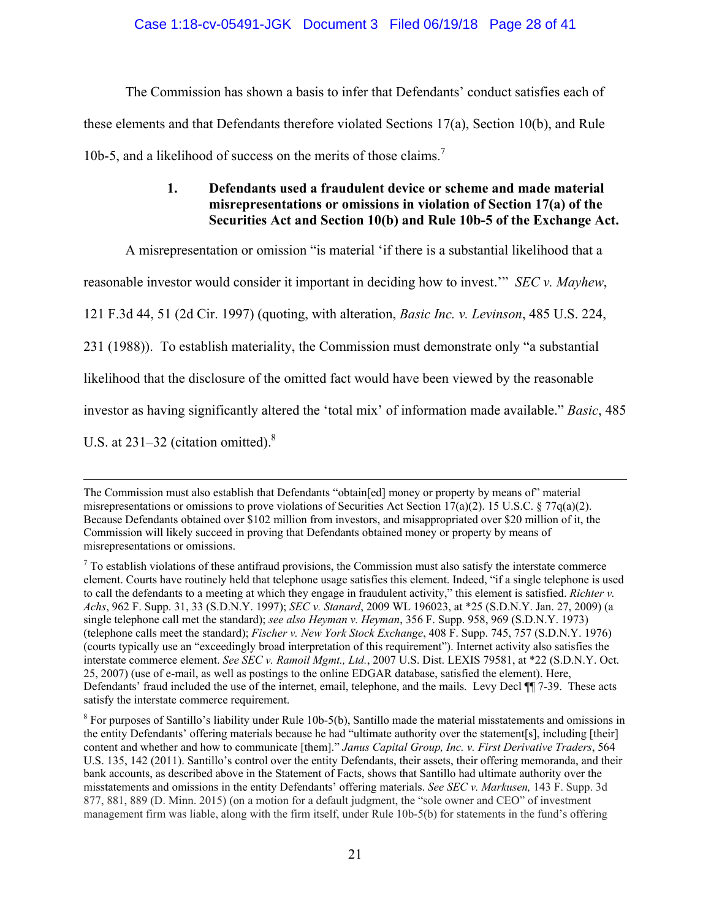The Commission has shown a basis to infer that Defendants' conduct satisfies each of these elements and that Defendants therefore violated Sections 17(a), Section 10(b), and Rule 10b-5, and a likelihood of success on the merits of those claims.[7]

### 1. Defendants used a fraudulent device or scheme and made material misrepresentations or omissions in violation of Section 17(a) of the Securities Act and Section 10(b) and Rule 10b-5 of the Exchange Act.

A misrepresentation or omission "is material 'if there is a substantial likelihood that a reasonable investor would consider it important in deciding how to invest.'" *SEC v. Mayhew*, 121 F.3d 44, 51 (2d Cir. 1997) (quoting, with alteration, *Basic Inc. v. Levinson*, 485 U.S. 224, 231 (1988)). To establish materiality, the Commission must demonstrate only "a substantial likelihood that the disclosure of the omitted fact would have been viewed by the reasonable investor as having significantly altered the 'total mix' of information made available." *Basic*, 485 U.S. at 231–32 (citation omitted).[8]

---

The Commission must also establish that Defendants "obtain[ed] money or property by means of" material misrepresentations or omissions to prove violations of Securities Act Section 17(a)(2). 15 U.S.C. § 77q(a)(2). Because Defendants obtained over $102 million from investors, and misappropriated over $20 million of it, the Commission will likely succeed in proving that Defendants obtained money or property by means of misrepresentations or omissions.

[7] To establish violations of these antifraud provisions, the Commission must also satisfy the interstate commerce element. Courts have routinely held that telephone usage satisfies this element. Indeed, "if a single telephone is used to call the defendants to a meeting at which they engage in fraudulent activity," this element is satisfied. *Richter v. Achs*, 962 F. Supp. 31, 33 (S.D.N.Y. 1997); *SEC v. Stanard*, 2009 WL 196023, at *25 (S.D.N.Y. Jan. 27, 2009) (a single telephone call met the standard); *see also Heyman v. Heyman*, 356 F. Supp. 958, 969 (S.D.N.Y. 1973) (telephone calls meet the standard); *Fischer v. New York Stock Exchange*, 408 F. Supp. 745, 757 (S.D.N.Y. 1976) (courts typically use an "exceedingly broad interpretation of this requirement"). Internet activity also satisfies the interstate commerce element. *See SEC v. Ramoil Mgmt., Ltd.*, 2007 U.S. Dist. LEXIS 79581, at *22 (S.D.N.Y. Oct. 25, 2007) (use of e-mail, as well as postings to the online EDGAR database, satisfied the element). Here, Defendants' fraud included the use of the internet, email, telephone, and the mails. Levy Decl ¶¶ 7-39. These acts satisfy the interstate commerce requirement.

[8] For purposes of Santillo's liability under Rule 10b-5(b), Santillo made the material misstatements and omissions in the entity Defendants' offering materials because he had "ultimate authority over the statement[s], including [their] content and whether and how to communicate [them]." *Janus Capital Group, Inc. v. First Derivative Traders*, 564 U.S. 135, 142 (2011). Santillo's control over the entity Defendants, their assets, their offering memoranda, and their bank accounts, as described above in the Statement of Facts, shows that Santillo had ultimate authority over the misstatements and omissions in the entity Defendants' offering materials. *See SEC v. Markusen,* 143 F. Supp. 3d 877, 881, 889 (D. Minn. 2015) (on a motion for a default judgment, the "sole owner and CEO" of investment management firm was liable, along with the firm itself, under Rule 10b-5(b) for statements in the fund's offering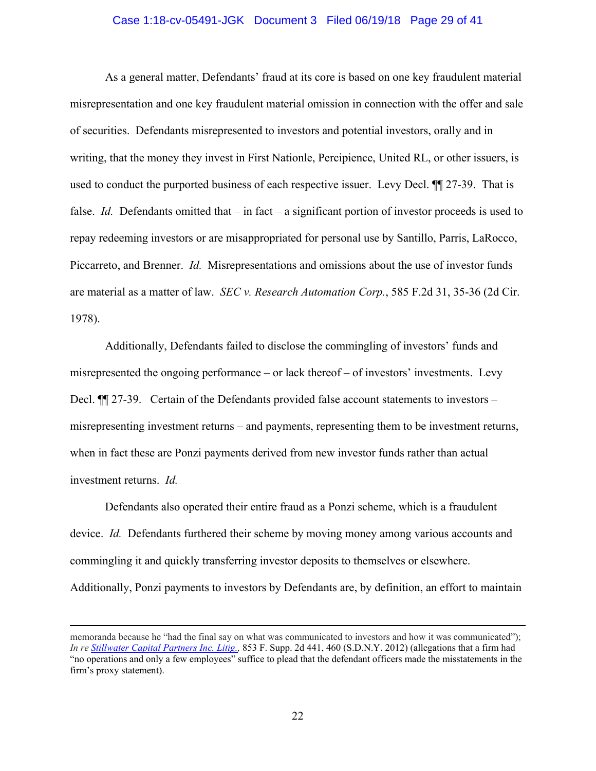As a general matter, Defendants' fraud at its core is based on one key fraudulent material misrepresentation and one key fraudulent material omission in connection with the offer and sale of securities. Defendants misrepresented to investors and potential investors, orally and in writing, that the money they invest in First Nationle, Percipience, United RL, or other issuers, is used to conduct the purported business of each respective issuer. Levy Decl. ¶¶ 27-39. That is false. *Id.* Defendants omitted that – in fact – a significant portion of investor proceeds is used to repay redeeming investors or are misappropriated for personal use by Santillo, Parris, LaRocco, Piccarreto, and Brenner. *Id.* Misrepresentations and omissions about the use of investor funds are material as a matter of law. *SEC v. Research Automation Corp.*, 585 F.2d 31, 35-36 (2d Cir. 1978).

Additionally, Defendants failed to disclose the commingling of investors' funds and misrepresented the ongoing performance – or lack thereof – of investors' investments. Levy Decl. ¶¶ 27-39. Certain of the Defendants provided false account statements to investors – misrepresenting investment returns – and payments, representing them to be investment returns, when in fact these are Ponzi payments derived from new investor funds rather than actual investment returns. *Id.*

Defendants also operated their entire fraud as a Ponzi scheme, which is a fraudulent device. *Id.* Defendants furthered their scheme by moving money among various accounts and commingling it and quickly transferring investor deposits to themselves or elsewhere. Additionally, Ponzi payments to investors by Defendants are, by definition, an effort to maintain

---

memoranda because he "had the final say on what was communicated to investors and how it was communicated"); *In re Stillwater Capital Partners Inc. Litig.,* 853 F. Supp. 2d 441, 460 (S.D.N.Y. 2012) (allegations that a firm had "no operations and only a few employees" suffice to plead that the defendant officers made the misstatements in the firm's proxy statement).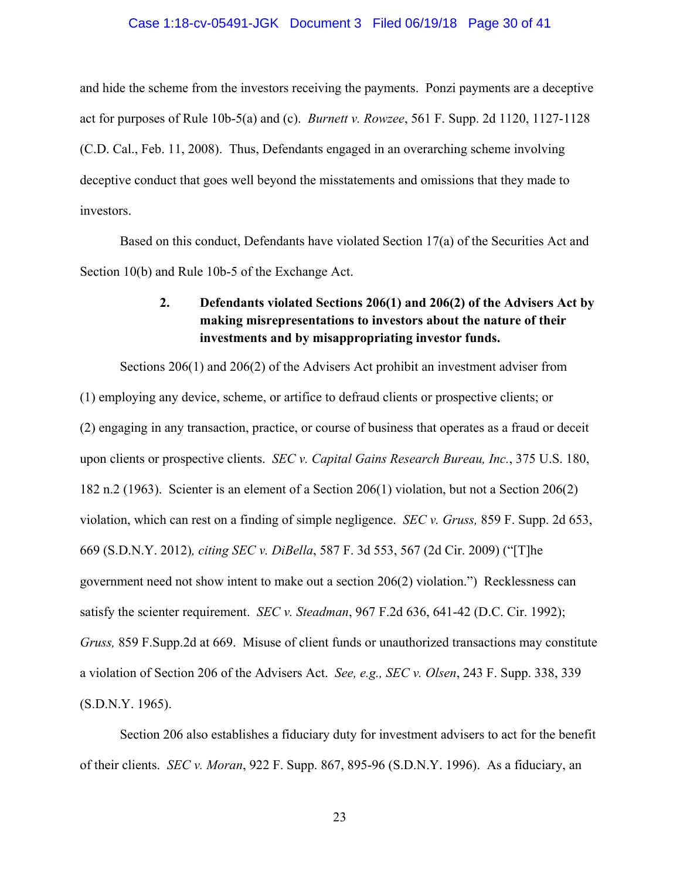and hide the scheme from the investors receiving the payments. Ponzi payments are a deceptive act for purposes of Rule 10b-5(a) and (c). *Burnett v. Rowzee*, 561 F. Supp. 2d 1120, 1127-1128 (C.D. Cal., Feb. 11, 2008). Thus, Defendants engaged in an overarching scheme involving deceptive conduct that goes well beyond the misstatements and omissions that they made to investors.

Based on this conduct, Defendants have violated Section 17(a) of the Securities Act and Section 10(b) and Rule 10b-5 of the Exchange Act.

**2. Defendants violated Sections 206(1) and 206(2) of the Advisers Act by making misrepresentations to investors about the nature of their investments and by misappropriating investor funds.**

Sections 206(1) and 206(2) of the Advisers Act prohibit an investment adviser from (1) employing any device, scheme, or artifice to defraud clients or prospective clients; or (2) engaging in any transaction, practice, or course of business that operates as a fraud or deceit upon clients or prospective clients. *SEC v. Capital Gains Research Bureau, Inc.*, 375 U.S. 180, 182 n.2 (1963). Scienter is an element of a Section 206(1) violation, but not a Section 206(2) violation, which can rest on a finding of simple negligence. *SEC v. Gruss,* 859 F. Supp. 2d 653, 669 (S.D.N.Y. 2012)*, citing SEC v. DiBella*, 587 F. 3d 553, 567 (2d Cir. 2009) ("[T]he government need not show intent to make out a section 206(2) violation.") Recklessness can satisfy the scienter requirement. *SEC v. Steadman*, 967 F.2d 636, 641-42 (D.C. Cir. 1992); *Gruss,* 859 F.Supp.2d at 669. Misuse of client funds or unauthorized transactions may constitute a violation of Section 206 of the Advisers Act. *See, e.g., SEC v. Olsen*, 243 F. Supp. 338, 339 (S.D.N.Y. 1965).

Section 206 also establishes a fiduciary duty for investment advisers to act for the benefit of their clients. *SEC v. Moran*, 922 F. Supp. 867, 895-96 (S.D.N.Y. 1996). As a fiduciary, an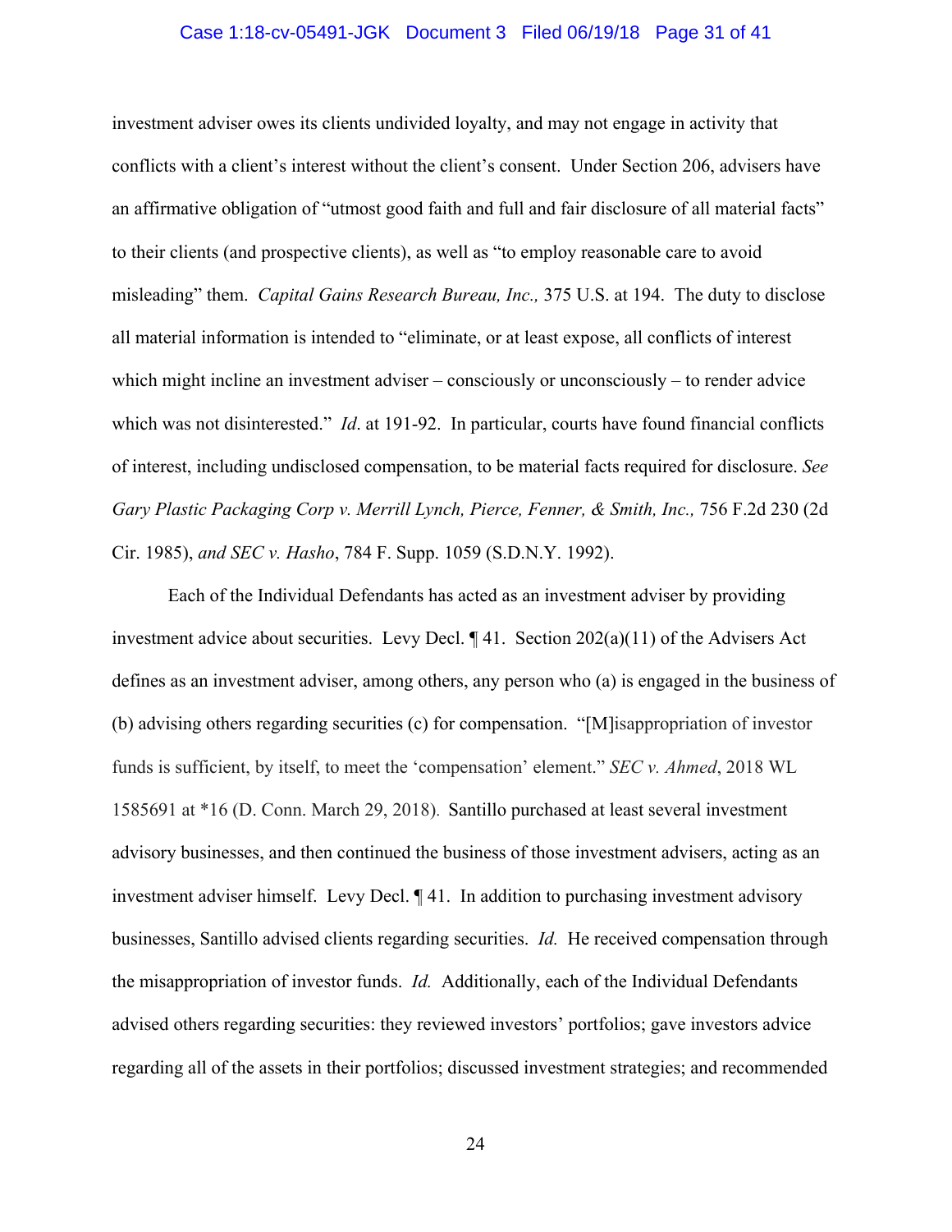investment adviser owes its clients undivided loyalty, and may not engage in activity that conflicts with a client's interest without the client's consent. Under Section 206, advisers have an affirmative obligation of "utmost good faith and full and fair disclosure of all material facts" to their clients (and prospective clients), as well as "to employ reasonable care to avoid misleading" them. *Capital Gains Research Bureau, Inc.,* 375 U.S. at 194. The duty to disclose all material information is intended to "eliminate, or at least expose, all conflicts of interest which might incline an investment adviser – consciously or unconsciously – to render advice which was not disinterested." *Id*. at 191-92. In particular, courts have found financial conflicts of interest, including undisclosed compensation, to be material facts required for disclosure. *See Gary Plastic Packaging Corp v. Merrill Lynch, Pierce, Fenner, & Smith, Inc.,* 756 F.2d 230 (2d Cir. 1985), *and SEC v. Hasho*, 784 F. Supp. 1059 (S.D.N.Y. 1992).

Each of the Individual Defendants has acted as an investment adviser by providing investment advice about securities. Levy Decl. ¶ 41. Section 202(a)(11) of the Advisers Act defines as an investment adviser, among others, any person who (a) is engaged in the business of (b) advising others regarding securities (c) for compensation. "[M]isappropriation of investor funds is sufficient, by itself, to meet the 'compensation' element." *SEC v. Ahmed*, 2018 WL 1585691 at *16 (D. Conn. March 29, 2018). Santillo purchased at least several investment advisory businesses, and then continued the business of those investment advisers, acting as an investment adviser himself. Levy Decl. ¶ 41. In addition to purchasing investment advisory businesses, Santillo advised clients regarding securities. *Id.* He received compensation through the misappropriation of investor funds. *Id.* Additionally, each of the Individual Defendants advised others regarding securities: they reviewed investors' portfolios; gave investors advice regarding all of the assets in their portfolios; discussed investment strategies; and recommended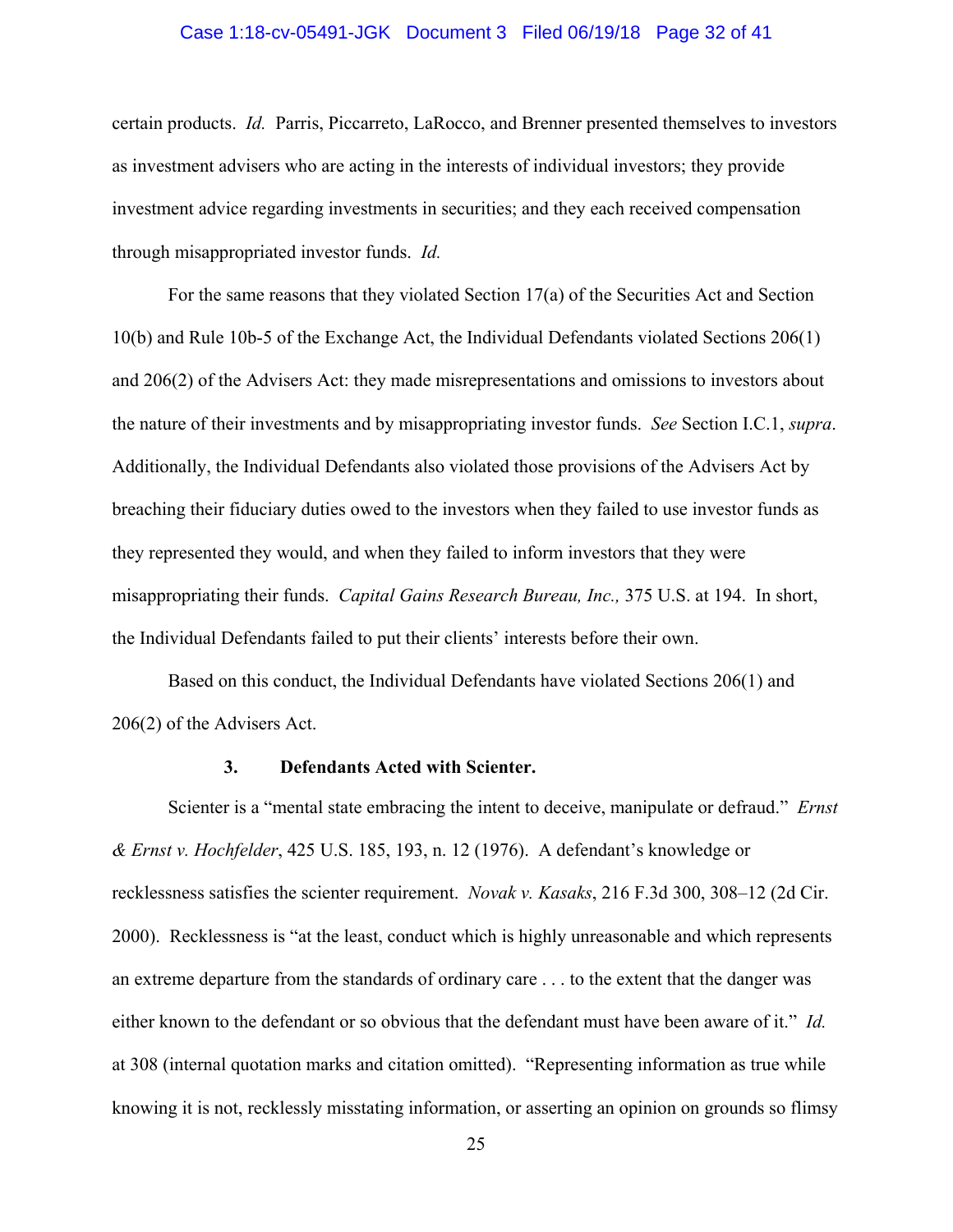certain products. *Id.* Parris, Piccarreto, LaRocco, and Brenner presented themselves to investors as investment advisers who are acting in the interests of individual investors; they provide investment advice regarding investments in securities; and they each received compensation through misappropriated investor funds. *Id.*

For the same reasons that they violated Section 17(a) of the Securities Act and Section 10(b) and Rule 10b-5 of the Exchange Act, the Individual Defendants violated Sections 206(1) and 206(2) of the Advisers Act: they made misrepresentations and omissions to investors about the nature of their investments and by misappropriating investor funds. *See* Section I.C.1, *supra*. Additionally, the Individual Defendants also violated those provisions of the Advisers Act by breaching their fiduciary duties owed to the investors when they failed to use investor funds as they represented they would, and when they failed to inform investors that they were misappropriating their funds. *Capital Gains Research Bureau, Inc.,* 375 U.S. at 194. In short, the Individual Defendants failed to put their clients' interests before their own.

Based on this conduct, the Individual Defendants have violated Sections 206(1) and 206(2) of the Advisers Act.

### 3. Defendants Acted with Scienter.

Scienter is a "mental state embracing the intent to deceive, manipulate or defraud." *Ernst & Ernst v. Hochfelder*, 425 U.S. 185, 193, n. 12 (1976). A defendant's knowledge or recklessness satisfies the scienter requirement. *Novak v. Kasaks*, 216 F.3d 300, 308–12 (2d Cir. 2000). Recklessness is "at the least, conduct which is highly unreasonable and which represents an extreme departure from the standards of ordinary care . . . to the extent that the danger was either known to the defendant or so obvious that the defendant must have been aware of it." *Id.* at 308 (internal quotation marks and citation omitted). "Representing information as true while knowing it is not, recklessly misstating information, or asserting an opinion on grounds so flimsy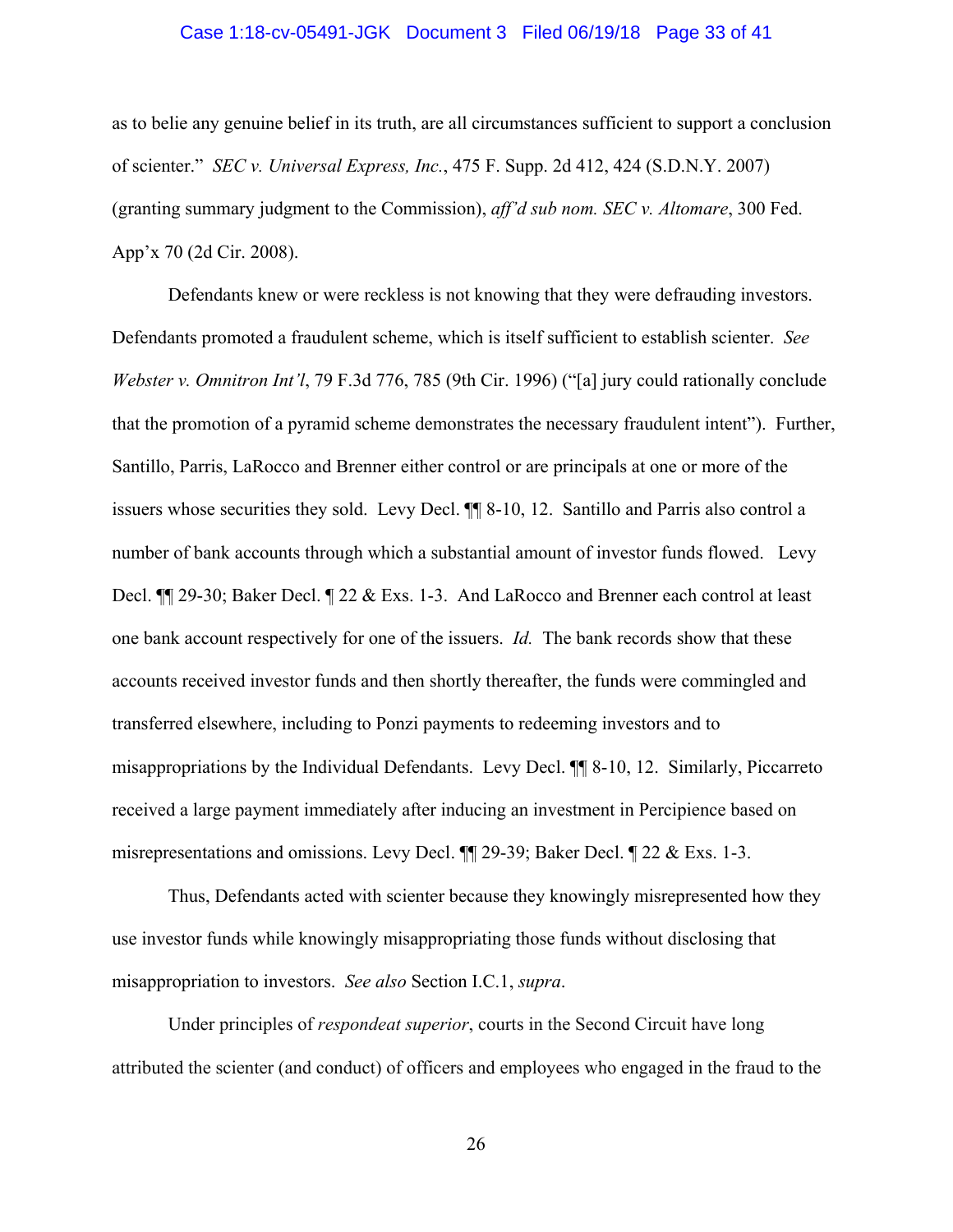as to belie any genuine belief in its truth, are all circumstances sufficient to support a conclusion of scienter." *SEC v. Universal Express, Inc.*, 475 F. Supp. 2d 412, 424 (S.D.N.Y. 2007) (granting summary judgment to the Commission), *aff'd sub nom. SEC v. Altomare*, 300 Fed. App'x 70 (2d Cir. 2008).

Defendants knew or were reckless is not knowing that they were defrauding investors. Defendants promoted a fraudulent scheme, which is itself sufficient to establish scienter. *See Webster v. Omnitron Int'l*, 79 F.3d 776, 785 (9th Cir. 1996) ("[a] jury could rationally conclude that the promotion of a pyramid scheme demonstrates the necessary fraudulent intent"). Further, Santillo, Parris, LaRocco and Brenner either control or are principals at one or more of the issuers whose securities they sold. Levy Decl. ¶¶ 8-10, 12. Santillo and Parris also control a number of bank accounts through which a substantial amount of investor funds flowed. Levy Decl. ¶¶ 29-30; Baker Decl. ¶ 22 & Exs. 1-3. And LaRocco and Brenner each control at least one bank account respectively for one of the issuers. *Id.* The bank records show that these accounts received investor funds and then shortly thereafter, the funds were commingled and transferred elsewhere, including to Ponzi payments to redeeming investors and to misappropriations by the Individual Defendants. Levy Decl. ¶¶ 8-10, 12. Similarly, Piccarreto received a large payment immediately after inducing an investment in Percipience based on misrepresentations and omissions. Levy Decl. ¶¶ 29-39; Baker Decl. ¶ 22 & Exs. 1-3.

Thus, Defendants acted with scienter because they knowingly misrepresented how they use investor funds while knowingly misappropriating those funds without disclosing that misappropriation to investors. *See also* Section I.C.1, *supra*.

Under principles of *respondeat superior*, courts in the Second Circuit have long attributed the scienter (and conduct) of officers and employees who engaged in the fraud to the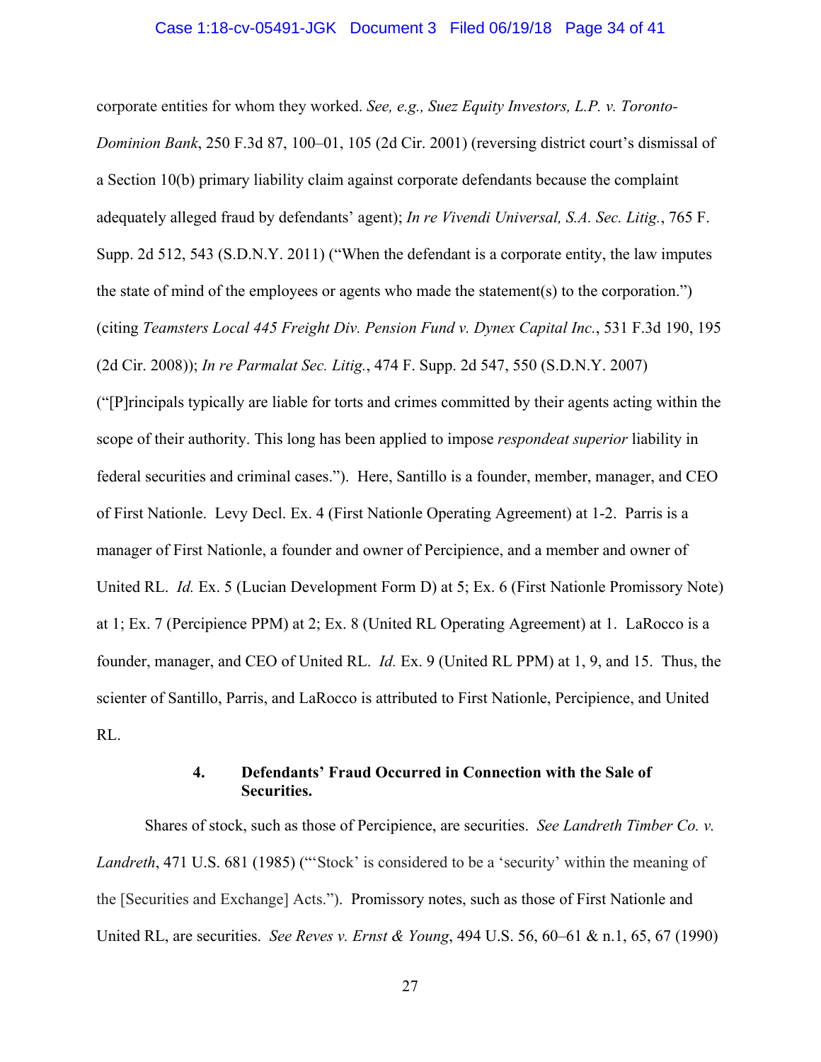corporate entities for whom they worked. *See, e.g., Suez Equity Investors, L.P. v. Toronto-Dominion Bank*, 250 F.3d 87, 100–01, 105 (2d Cir. 2001) (reversing district court's dismissal of a Section 10(b) primary liability claim against corporate defendants because the complaint adequately alleged fraud by defendants' agent); *In re Vivendi Universal, S.A. Sec. Litig.*, 765 F. Supp. 2d 512, 543 (S.D.N.Y. 2011) ("When the defendant is a corporate entity, the law imputes the state of mind of the employees or agents who made the statement(s) to the corporation.") (citing *Teamsters Local 445 Freight Div. Pension Fund v. Dynex Capital Inc.*, 531 F.3d 190, 195 (2d Cir. 2008)); *In re Parmalat Sec. Litig.*, 474 F. Supp. 2d 547, 550 (S.D.N.Y. 2007) ("[P]rincipals typically are liable for torts and crimes committed by their agents acting within the scope of their authority. This long has been applied to impose *respondeat superior* liability in federal securities and criminal cases."). Here, Santillo is a founder, member, manager, and CEO of First Nationle. Levy Decl. Ex. 4 (First Nationle Operating Agreement) at 1-2. Parris is a manager of First Nationle, a founder and owner of Percipience, and a member and owner of United RL. *Id.* Ex. 5 (Lucian Development Form D) at 5; Ex. 6 (First Nationle Promissory Note) at 1; Ex. 7 (Percipience PPM) at 2; Ex. 8 (United RL Operating Agreement) at 1. LaRocco is a founder, manager, and CEO of United RL. *Id.* Ex. 9 (United RL PPM) at 1, 9, and 15. Thus, the scienter of Santillo, Parris, and LaRocco is attributed to First Nationle, Percipience, and United RL.

#### 4. Defendants' Fraud Occurred in Connection with the Sale of Securities.

Shares of stock, such as those of Percipience, are securities. *See Landreth Timber Co. v. Landreth*, 471 U.S. 681 (1985) ("'Stock' is considered to be a 'security' within the meaning of the [Securities and Exchange] Acts."). Promissory notes, such as those of First Nationle and United RL, are securities. *See Reves v. Ernst & Young*, 494 U.S. 56, 60–61 & n.1, 65, 67 (1990)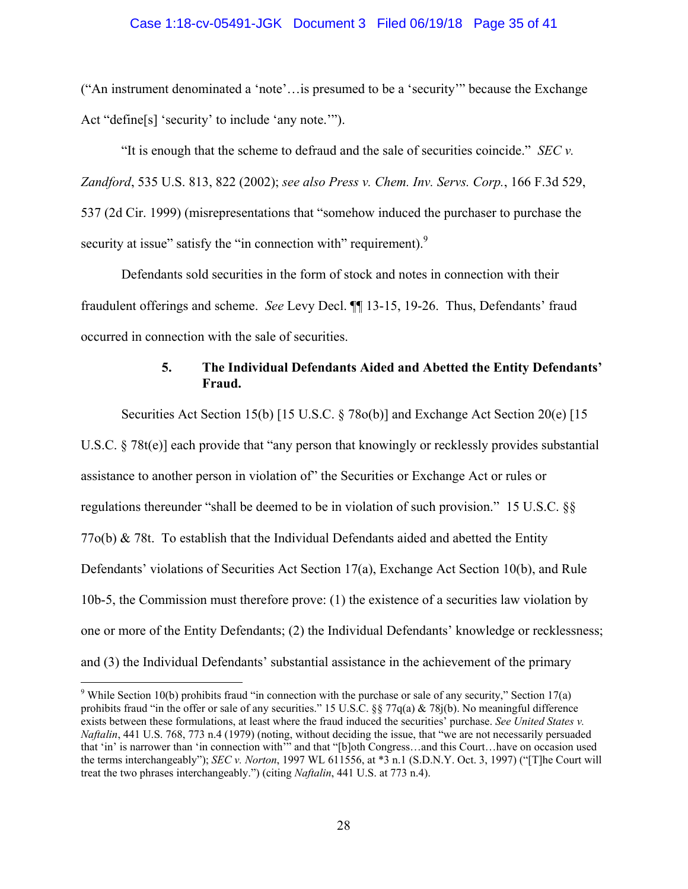("An instrument denominated a 'note'…is presumed to be a 'security'" because the Exchange Act "define[s] 'security' to include 'any note.'").

"It is enough that the scheme to defraud and the sale of securities coincide." *SEC v. Zandford*, 535 U.S. 813, 822 (2002); *see also Press v. Chem. Inv. Servs. Corp.*, 166 F.3d 529, 537 (2d Cir. 1999) (misrepresentations that "somehow induced the purchaser to purchase the security at issue" satisfy the "in connection with" requirement).[9]

Defendants sold securities in the form of stock and notes in connection with their fraudulent offerings and scheme. *See* Levy Decl. ¶¶ 13-15, 19-26. Thus, Defendants' fraud occurred in connection with the sale of securities.

**5. The Individual Defendants Aided and Abetted the Entity Defendants' Fraud.**

Securities Act Section 15(b) [15 U.S.C. § 78o(b)] and Exchange Act Section 20(e) [15 U.S.C. § 78t(e)] each provide that "any person that knowingly or recklessly provides substantial assistance to another person in violation of" the Securities or Exchange Act or rules or regulations thereunder "shall be deemed to be in violation of such provision." 15 U.S.C. §§ 77o(b) & 78t. To establish that the Individual Defendants aided and abetted the Entity Defendants' violations of Securities Act Section 17(a), Exchange Act Section 10(b), and Rule 10b-5, the Commission must therefore prove: (1) the existence of a securities law violation by one or more of the Entity Defendants; (2) the Individual Defendants' knowledge or recklessness; and (3) the Individual Defendants' substantial assistance in the achievement of the primary

[9] While Section 10(b) prohibits fraud "in connection with the purchase or sale of any security," Section 17(a) prohibits fraud "in the offer or sale of any securities." 15 U.S.C. §§ 77q(a) & 78j(b). No meaningful difference exists between these formulations, at least where the fraud induced the securities' purchase. *See United States v. Naftalin*, 441 U.S. 768, 773 n.4 (1979) (noting, without deciding the issue, that "we are not necessarily persuaded that 'in' is narrower than 'in connection with'" and that "[b]oth Congress…and this Court…have on occasion used the terms interchangeably"); *SEC v. Norton*, 1997 WL 611556, at *3 n.1 (S.D.N.Y. Oct. 3, 1997) ("[T]he Court will treat the two phrases interchangeably.") (citing *Naftalin*, 441 U.S. at 773 n.4).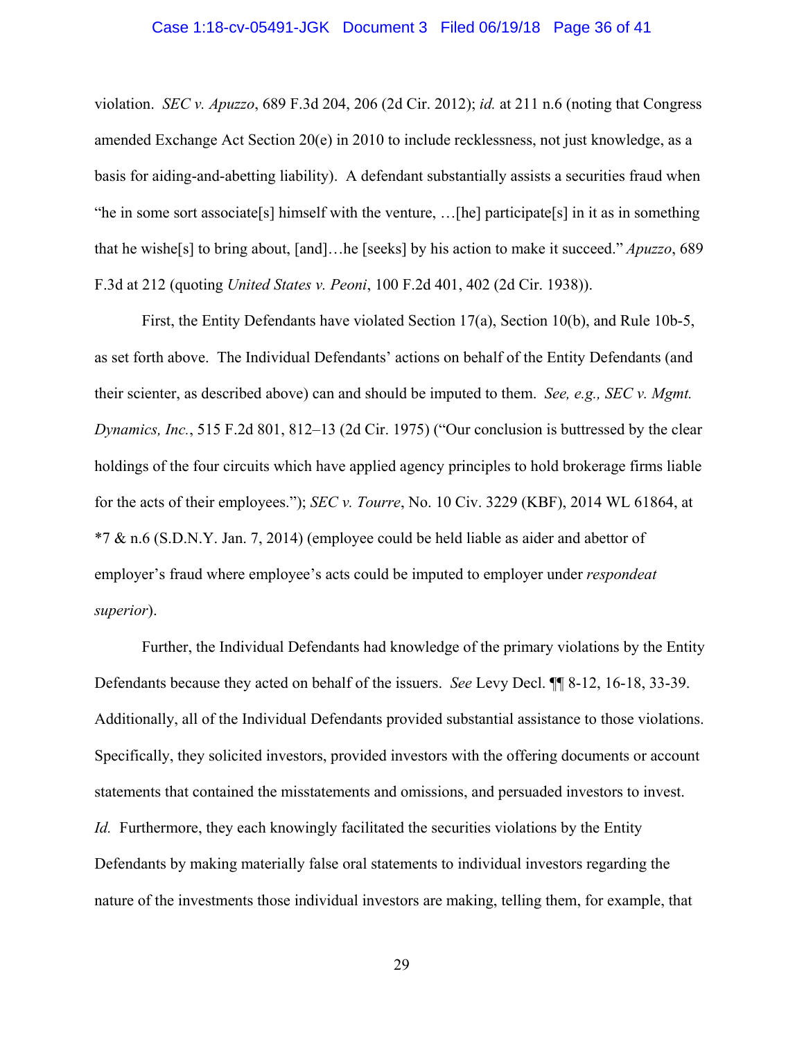violation. *SEC v. Apuzzo*, 689 F.3d 204, 206 (2d Cir. 2012); *id.* at 211 n.6 (noting that Congress amended Exchange Act Section 20(e) in 2010 to include recklessness, not just knowledge, as a basis for aiding-and-abetting liability). A defendant substantially assists a securities fraud when "he in some sort associate[s] himself with the venture, …[he] participate[s] in it as in something that he wishe[s] to bring about, [and]…he [seeks] by his action to make it succeed." *Apuzzo*, 689 F.3d at 212 (quoting *United States v. Peoni*, 100 F.2d 401, 402 (2d Cir. 1938)).

First, the Entity Defendants have violated Section 17(a), Section 10(b), and Rule 10b-5, as set forth above. The Individual Defendants' actions on behalf of the Entity Defendants (and their scienter, as described above) can and should be imputed to them. *See, e.g., SEC v. Mgmt. Dynamics, Inc.*, 515 F.2d 801, 812–13 (2d Cir. 1975) ("Our conclusion is buttressed by the clear holdings of the four circuits which have applied agency principles to hold brokerage firms liable for the acts of their employees."); *SEC v. Tourre*, No. 10 Civ. 3229 (KBF), 2014 WL 61864, at *7 & n.6 (S.D.N.Y. Jan. 7, 2014) (employee could be held liable as aider and abettor of employer's fraud where employee's acts could be imputed to employer under *respondeat superior*).

Further, the Individual Defendants had knowledge of the primary violations by the Entity Defendants because they acted on behalf of the issuers. *See* Levy Decl. ¶¶ 8-12, 16-18, 33-39. Additionally, all of the Individual Defendants provided substantial assistance to those violations. Specifically, they solicited investors, provided investors with the offering documents or account statements that contained the misstatements and omissions, and persuaded investors to invest. *Id.* Furthermore, they each knowingly facilitated the securities violations by the Entity Defendants by making materially false oral statements to individual investors regarding the nature of the investments those individual investors are making, telling them, for example, that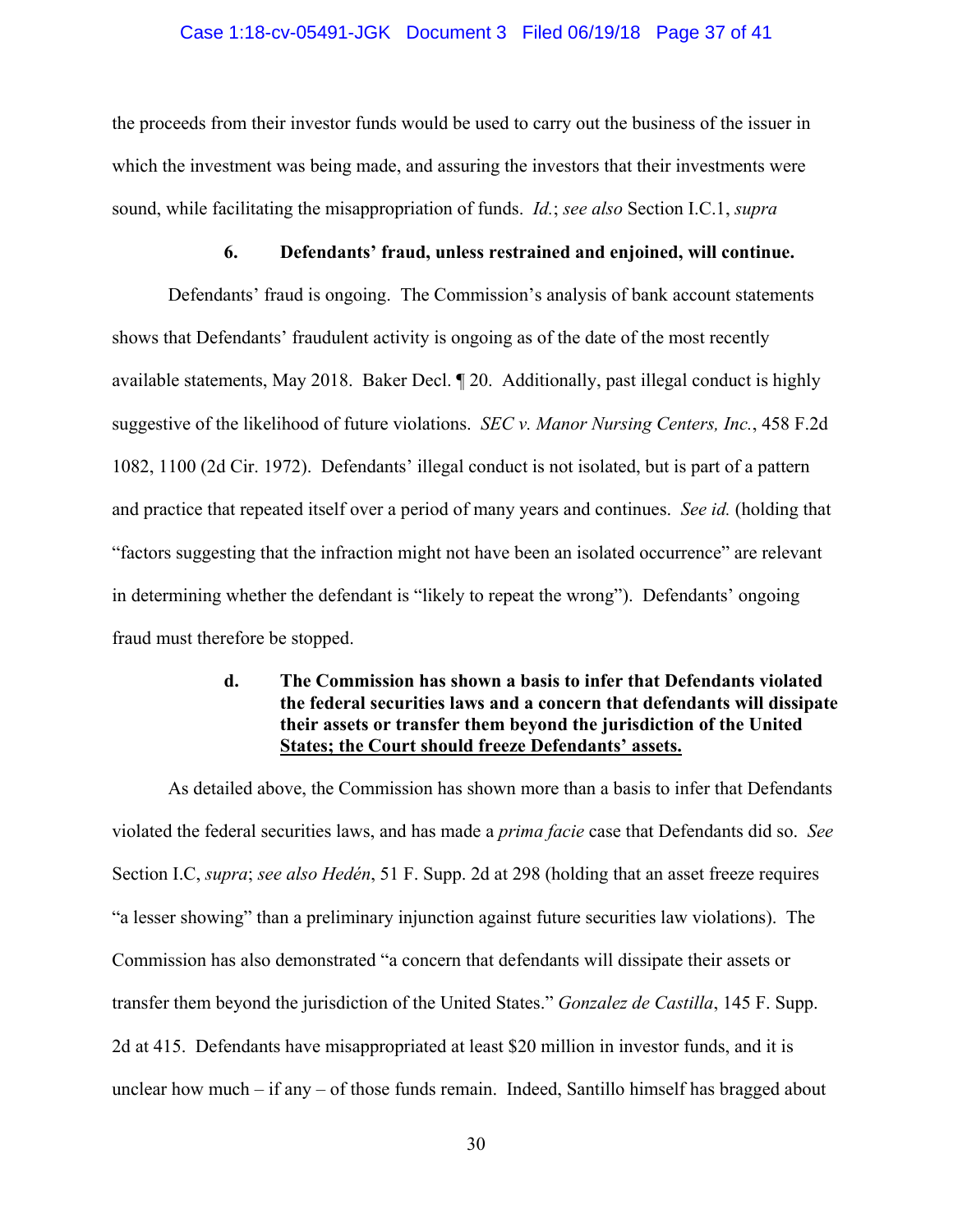the proceeds from their investor funds would be used to carry out the business of the issuer in which the investment was being made, and assuring the investors that their investments were sound, while facilitating the misappropriation of funds. *Id.*; *see also* Section I.C.1, *supra*

**6. Defendants' fraud, unless restrained and enjoined, will continue.**

Defendants' fraud is ongoing. The Commission's analysis of bank account statements shows that Defendants' fraudulent activity is ongoing as of the date of the most recently available statements, May 2018. Baker Decl. ¶ 20. Additionally, past illegal conduct is highly suggestive of the likelihood of future violations. *SEC v. Manor Nursing Centers, Inc.*, 458 F.2d 1082, 1100 (2d Cir. 1972). Defendants' illegal conduct is not isolated, but is part of a pattern and practice that repeated itself over a period of many years and continues. *See id.* (holding that "factors suggesting that the infraction might not have been an isolated occurrence" are relevant in determining whether the defendant is "likely to repeat the wrong"). Defendants' ongoing fraud must therefore be stopped.

**d. The Commission has shown a basis to infer that Defendants violated the federal securities laws and a concern that defendants will dissipate their assets or transfer them beyond the jurisdiction of the United <u>States; the Court should freeze Defendants' assets.</u>**

As detailed above, the Commission has shown more than a basis to infer that Defendants violated the federal securities laws, and has made a *prima facie* case that Defendants did so. *See* Section I.C, *supra*; *see also Hedén*, 51 F. Supp. 2d at 298 (holding that an asset freeze requires "a lesser showing" than a preliminary injunction against future securities law violations). The Commission has also demonstrated "a concern that defendants will dissipate their assets or transfer them beyond the jurisdiction of the United States." *Gonzalez de Castilla*, 145 F. Supp. 2d at 415. Defendants have misappropriated at least $20 million in investor funds, and it is unclear how much – if any – of those funds remain. Indeed, Santillo himself has bragged about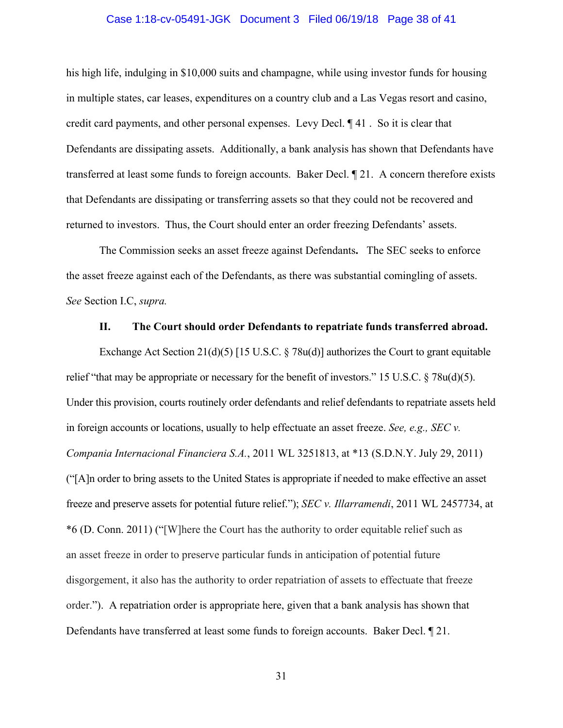his high life, indulging in $10,000 suits and champagne, while using investor funds for housing in multiple states, car leases, expenditures on a country club and a Las Vegas resort and casino, credit card payments, and other personal expenses. Levy Decl. ¶ 41 . So it is clear that Defendants are dissipating assets. Additionally, a bank analysis has shown that Defendants have transferred at least some funds to foreign accounts. Baker Decl. ¶ 21. A concern therefore exists that Defendants are dissipating or transferring assets so that they could not be recovered and returned to investors. Thus, the Court should enter an order freezing Defendants' assets.

The Commission seeks an asset freeze against Defendants**.** The SEC seeks to enforce the asset freeze against each of the Defendants, as there was substantial comingling of assets. *See* Section I.C, *supra.*

### II. The Court should order Defendants to repatriate funds transferred abroad.

Exchange Act Section 21(d)(5) [15 U.S.C. § 78u(d)] authorizes the Court to grant equitable relief "that may be appropriate or necessary for the benefit of investors." 15 U.S.C. § 78u(d)(5). Under this provision, courts routinely order defendants and relief defendants to repatriate assets held in foreign accounts or locations, usually to help effectuate an asset freeze. *See, e.g., SEC v. Compania Internacional Financiera S.A.*, 2011 WL 3251813, at *13 (S.D.N.Y. July 29, 2011) ("[A]n order to bring assets to the United States is appropriate if needed to make effective an asset freeze and preserve assets for potential future relief."); *SEC v. Illarramendi*, 2011 WL 2457734, at *6 (D. Conn. 2011) ("[W]here the Court has the authority to order equitable relief such as an asset freeze in order to preserve particular funds in anticipation of potential future disgorgement, it also has the authority to order repatriation of assets to effectuate that freeze order."). A repatriation order is appropriate here, given that a bank analysis has shown that Defendants have transferred at least some funds to foreign accounts. Baker Decl. ¶ 21.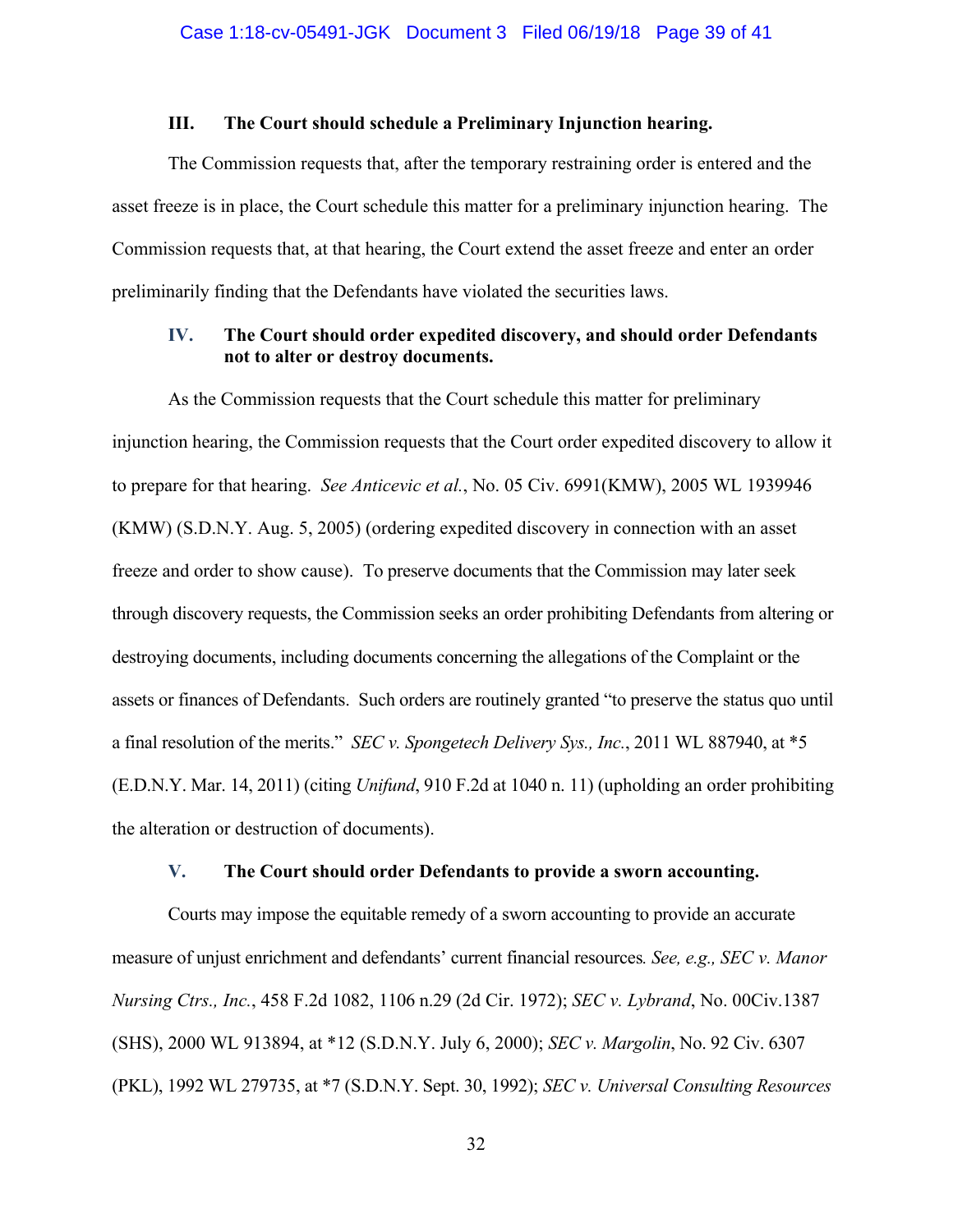### III. The Court should schedule a Preliminary Injunction hearing.

The Commission requests that, after the temporary restraining order is entered and the asset freeze is in place, the Court schedule this matter for a preliminary injunction hearing. The Commission requests that, at that hearing, the Court extend the asset freeze and enter an order preliminarily finding that the Defendants have violated the securities laws.

### IV. The Court should order expedited discovery, and should order Defendants not to alter or destroy documents.

As the Commission requests that the Court schedule this matter for preliminary injunction hearing, the Commission requests that the Court order expedited discovery to allow it to prepare for that hearing. *See Anticevic et al.*, No. 05 Civ. 6991(KMW), 2005 WL 1939946 (KMW) (S.D.N.Y. Aug. 5, 2005) (ordering expedited discovery in connection with an asset freeze and order to show cause). To preserve documents that the Commission may later seek through discovery requests, the Commission seeks an order prohibiting Defendants from altering or destroying documents, including documents concerning the allegations of the Complaint or the assets or finances of Defendants. Such orders are routinely granted "to preserve the status quo until a final resolution of the merits." *SEC v. Spongetech Delivery Sys., Inc.*, 2011 WL 887940, at *5 (E.D.N.Y. Mar. 14, 2011) (citing *Unifund*, 910 F.2d at 1040 n. 11) (upholding an order prohibiting the alteration or destruction of documents).

### V. The Court should order Defendants to provide a sworn accounting.

Courts may impose the equitable remedy of a sworn accounting to provide an accurate measure of unjust enrichment and defendants' current financial resources*. See, e.g., SEC v. Manor Nursing Ctrs., Inc.*, 458 F.2d 1082, 1106 n.29 (2d Cir. 1972); *SEC v. Lybrand*, No. 00Civ.1387 (SHS), 2000 WL 913894, at *12 (S.D.N.Y. July 6, 2000); *SEC v. Margolin*, No. 92 Civ. 6307 (PKL), 1992 WL 279735, at *7 (S.D.N.Y. Sept. 30, 1992); *SEC v. Universal Consulting Resources*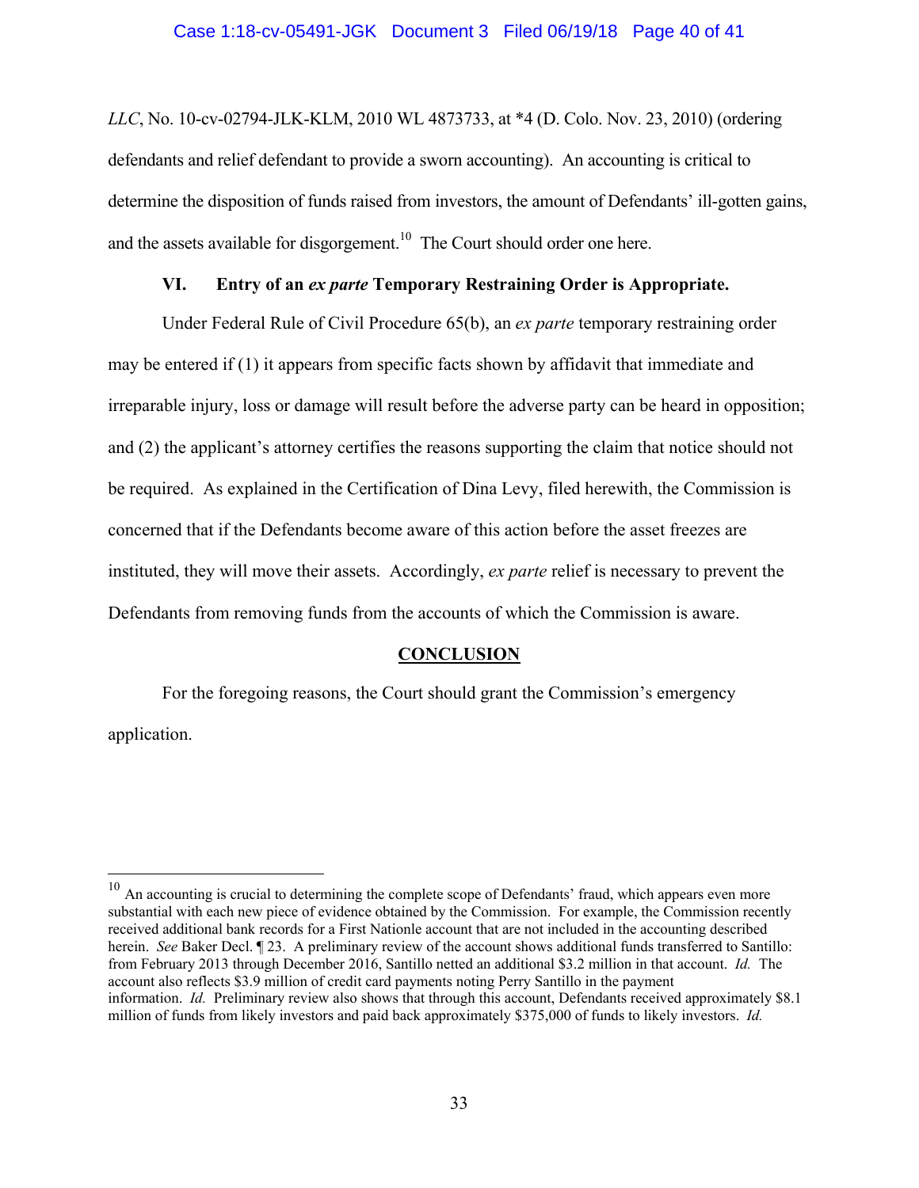*LLC*, No. 10-cv-02794-JLK-KLM, 2010 WL 4873733, at *4 (D. Colo. Nov. 23, 2010) (ordering defendants and relief defendant to provide a sworn accounting). An accounting is critical to determine the disposition of funds raised from investors, the amount of Defendants' ill-gotten gains, and the assets available for disgorgement.[10] The Court should order one here.

### VI. Entry of an *ex parte* Temporary Restraining Order is Appropriate.

Under Federal Rule of Civil Procedure 65(b), an *ex parte* temporary restraining order may be entered if (1) it appears from specific facts shown by affidavit that immediate and irreparable injury, loss or damage will result before the adverse party can be heard in opposition; and (2) the applicant's attorney certifies the reasons supporting the claim that notice should not be required. As explained in the Certification of Dina Levy, filed herewith, the Commission is concerned that if the Defendants become aware of this action before the asset freezes are instituted, they will move their assets. Accordingly, *ex parte* relief is necessary to prevent the Defendants from removing funds from the accounts of which the Commission is aware.

## CONCLUSION

For the foregoing reasons, the Court should grant the Commission's emergency application.

---

[10] An accounting is crucial to determining the complete scope of Defendants' fraud, which appears even more substantial with each new piece of evidence obtained by the Commission. For example, the Commission recently received additional bank records for a First Nationle account that are not included in the accounting described herein. *See* Baker Decl. ¶ 23. A preliminary review of the account shows additional funds transferred to Santillo: from February 2013 through December 2016, Santillo netted an additional $3.2 million in that account. *Id.* The account also reflects $3.9 million of credit card payments noting Perry Santillo in the payment information. *Id.* Preliminary review also shows that through this account, Defendants received approximately $8.1 million of funds from likely investors and paid back approximately $375,000 of funds to likely investors. *Id.*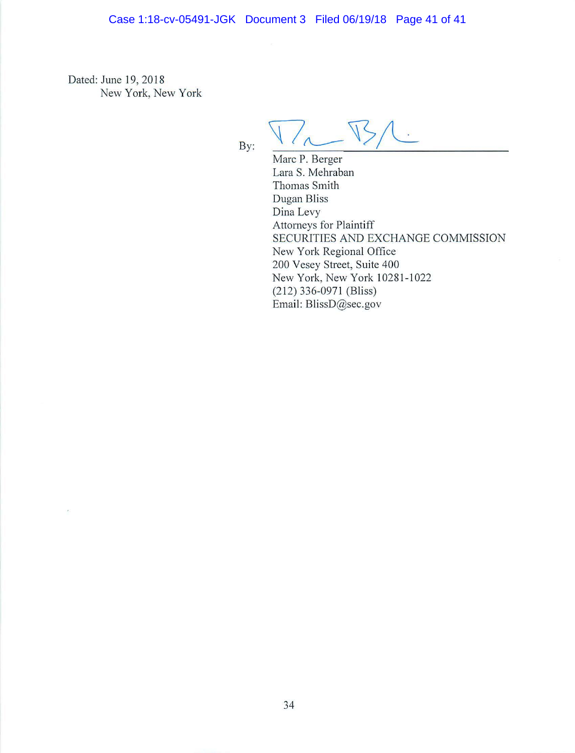Dated: June 19, 2018
New York, New York

By: ______________________________

Marc P. Berger
Lara S. Mehraban
Thomas Smith
Dugan Bliss
Dina Levy
Attorneys for Plaintiff
SECURITIES AND EXCHANGE COMMISSION
New York Regional Office
200 Vesey Street, Suite 400
New York, New York 10281-1022
(212) 336-0971 (Bliss)
Email: BlissD@sec.gov